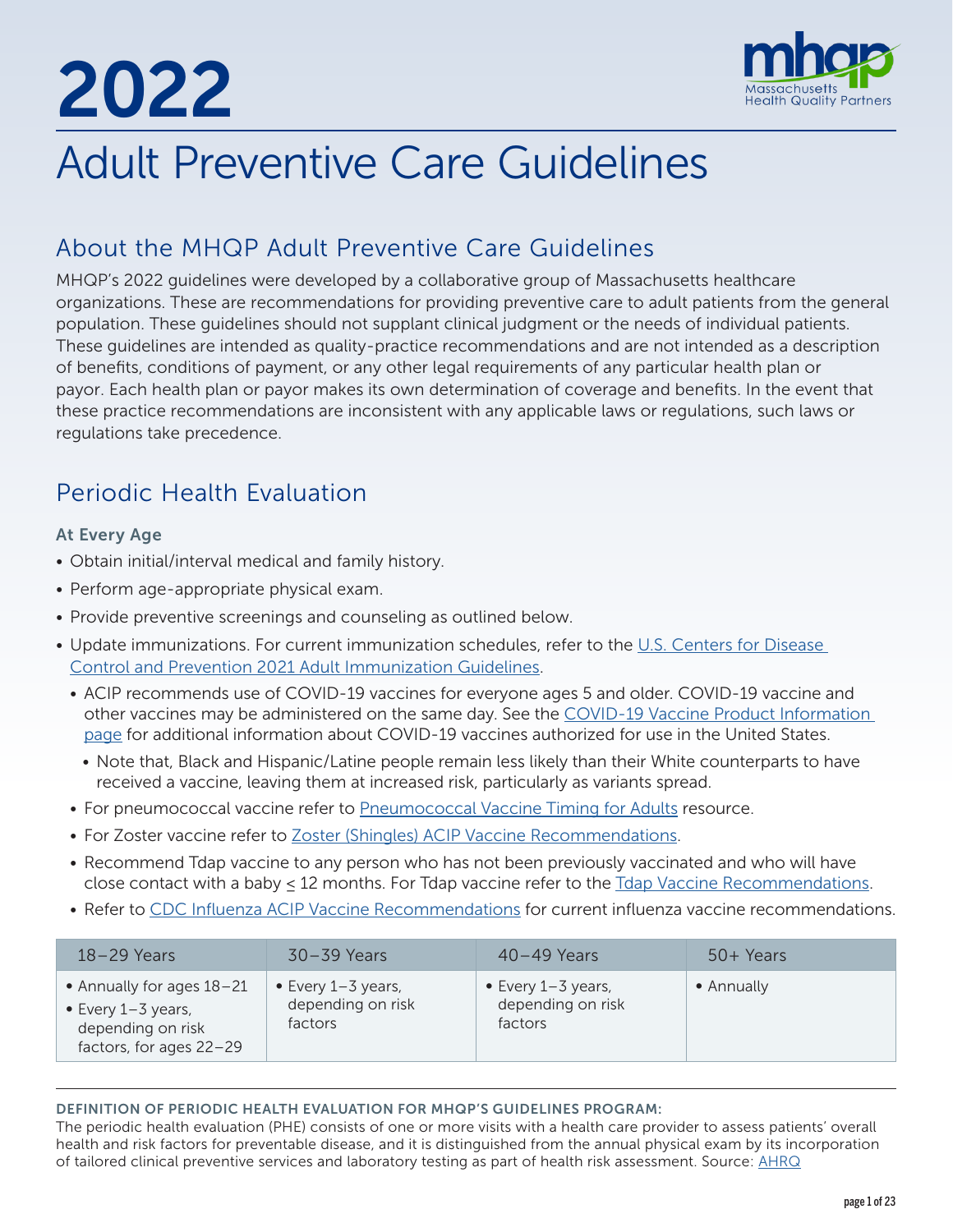# 2022

# Adult Preventive Care Guidelines

## About the MHQP Adult Preventive Care Guidelines

MHQP's 2022 guidelines were developed by a collaborative group of Massachusetts healthcare organizations. These are recommendations for providing preventive care to adult patients from the general population. These guidelines should not supplant clinical judgment or the needs of individual patients. These guidelines are intended as quality-practice recommendations and are not intended as a description of benefits, conditions of payment, or any other legal requirements of any particular health plan or payor. Each health plan or payor makes its own determination of coverage and benefits. In the event that these practice recommendations are inconsistent with any applicable laws or regulations, such laws or regulations take precedence.

## Periodic Health Evaluation

**At Every Age**

- Obtain initial/interval medical and family history.
- Perform age-appropriate physical exam.
- Provide preventive screenings and counseling as outlined below.
- Update immunizations. For current immunization schedules, refer to the U.S. Centers for Disease Control and Prevention 2021 Adult Immunization Guidelines.
  - ACIP recommends use of COVID-19 vaccines for everyone ages 5 and older. COVID-19 vaccine and other vaccines may be administered on the same day. See the COVID-19 Vaccine Product Information page for additional information about COVID-19 vaccines authorized for use in the United States.
    - Note that, Black and Hispanic/Latine people remain less likely than their White counterparts to have received a vaccine, leaving them at increased risk, particularly as variants spread.
  - For pneumococcal vaccine refer to Pneumococcal Vaccine Timing for Adults resource.
  - For Zoster vaccine refer to Zoster (Shingles) ACIP Vaccine Recommendations.
  - Recommend Tdap vaccine to any person who has not been previously vaccinated and who will have close contact with a baby ≤ 12 months. For Tdap vaccine refer to the Tdap Vaccine Recommendations.
  - Refer to CDC Influenza ACIP Vaccine Recommendations for current influenza vaccine recommendations.

| 18–29 Years | 30–39 Years | 40–49 Years | 50+ Years |
|---|---|---|---|
| • Annually for ages 18–21<br>• Every 1–3 years, depending on risk factors, for ages 22–29 | • Every 1–3 years, depending on risk factors | • Every 1–3 years, depending on risk factors | • Annually |

**DEFINITION OF PERIODIC HEALTH EVALUATION FOR MHQP'S GUIDELINES PROGRAM:**
The periodic health evaluation (PHE) consists of one or more visits with a health care provider to assess patients' overall health and risk factors for preventable disease, and it is distinguished from the annual physical exam by its incorporation of tailored clinical preventive services and laboratory testing as part of health risk assessment. Source: AHRQ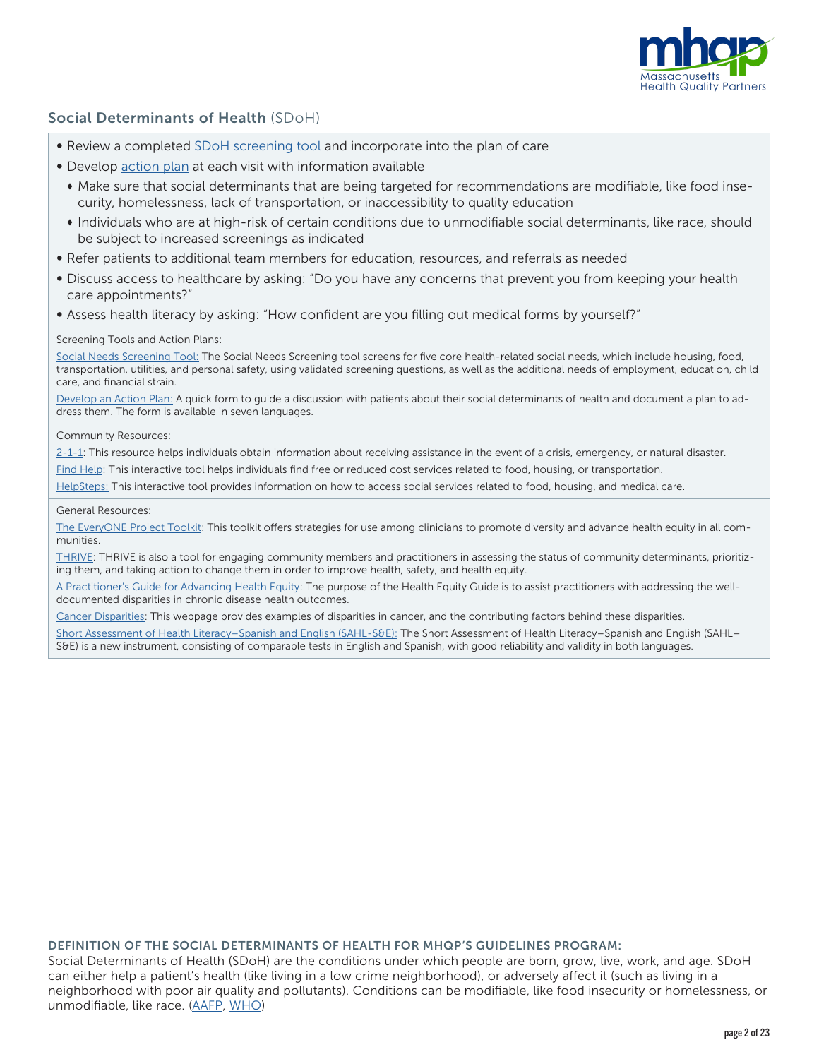## Social Determinants of Health (SDoH)

- Review a completed SDoH screening tool and incorporate into the plan of care
- Develop action plan at each visit with information available
  - Make sure that social determinants that are being targeted for recommendations are modifiable, like food insecurity, homelessness, lack of transportation, or inaccessibility to quality education
  - Individuals who are at high-risk of certain conditions due to unmodifiable social determinants, like race, should be subject to increased screenings as indicated
- Refer patients to additional team members for education, resources, and referrals as needed
- Discuss access to healthcare by asking: "Do you have any concerns that prevent you from keeping your health care appointments?"
- Assess health literacy by asking: "How confident are you filling out medical forms by yourself?"

Screening Tools and Action Plans:

Social Needs Screening Tool: The Social Needs Screening tool screens for five core health-related social needs, which include housing, food, transportation, utilities, and personal safety, using validated screening questions, as well as the additional needs of employment, education, child care, and financial strain.

Develop an Action Plan: A quick form to guide a discussion with patients about their social determinants of health and document a plan to address them. The form is available in seven languages.

Community Resources:

2-1-1: This resource helps individuals obtain information about receiving assistance in the event of a crisis, emergency, or natural disaster.

Find Help: This interactive tool helps individuals find free or reduced cost services related to food, housing, or transportation.

HelpSteps: This interactive tool provides information on how to access social services related to food, housing, and medical care.

General Resources:

The EveryONE Project Toolkit: This toolkit offers strategies for use among clinicians to promote diversity and advance health equity in all communities.

THRIVE: THRIVE is also a tool for engaging community members and practitioners in assessing the status of community determinants, prioritizing them, and taking action to change them in order to improve health, safety, and health equity.

A Practitioner's Guide for Advancing Health Equity: The purpose of the Health Equity Guide is to assist practitioners with addressing the well-documented disparities in chronic disease health outcomes.

Cancer Disparities: This webpage provides examples of disparities in cancer, and the contributing factors behind these disparities.

Short Assessment of Health Literacy–Spanish and English (SAHL-S&E): The Short Assessment of Health Literacy–Spanish and English (SAHL–S&E) is a new instrument, consisting of comparable tests in English and Spanish, with good reliability and validity in both languages.

---

**DEFINITION OF THE SOCIAL DETERMINANTS OF HEALTH FOR MHQP'S GUIDELINES PROGRAM:**

Social Determinants of Health (SDoH) are the conditions under which people are born, grow, live, work, and age. SDoH can either help a patient's health (like living in a low crime neighborhood), or adversely affect it (such as living in a neighborhood with poor air quality and pollutants). Conditions can be modifiable, like food insecurity or homelessness, or unmodifiable, like race. (AAFP, WHO)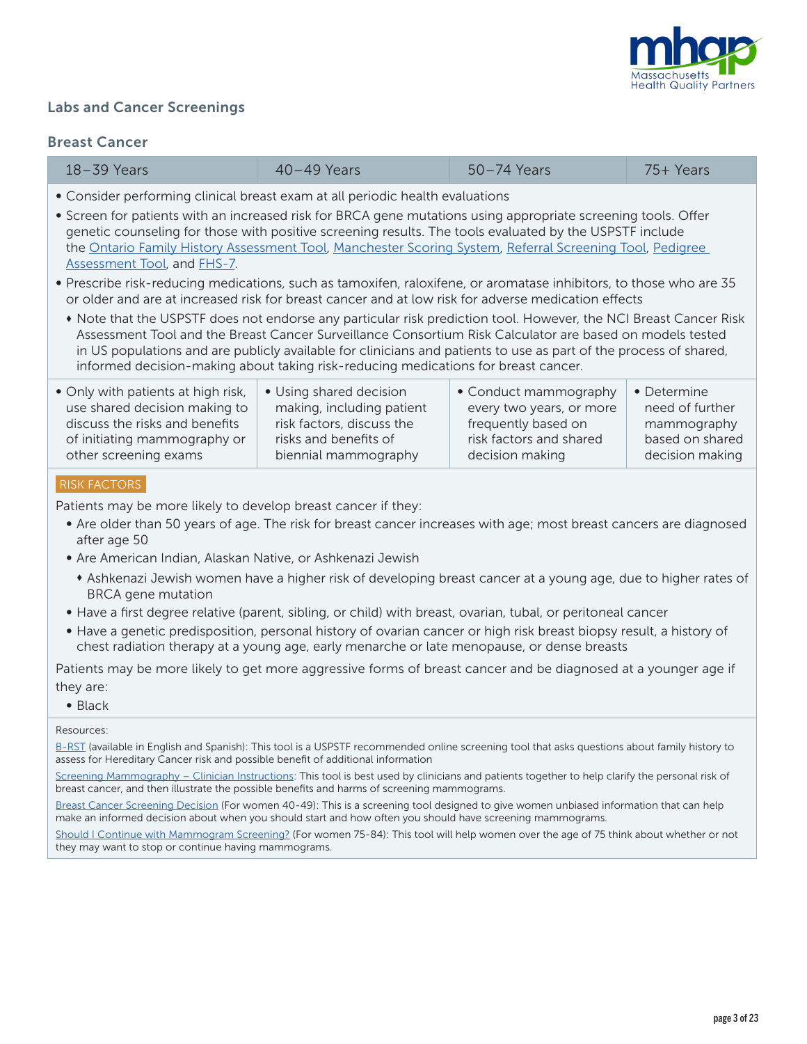## Labs and Cancer Screenings

### Breast Cancer

| 18–39 Years | 40–49 Years | 50–74 Years | 75+ Years |
|---|---|---|---|

- Consider performing clinical breast exam at all periodic health evaluations
- Screen for patients with an increased risk for BRCA gene mutations using appropriate screening tools. Offer genetic counseling for those with positive screening results. The tools evaluated by the USPSTF include the Ontario Family History Assessment Tool, Manchester Scoring System, Referral Screening Tool, Pedigree Assessment Tool, and FHS-7.
- Prescribe risk-reducing medications, such as tamoxifen, raloxifene, or aromatase inhibitors, to those who are 35 or older and are at increased risk for breast cancer and at low risk for adverse medication effects
  - Note that the USPSTF does not endorse any particular risk prediction tool. However, the NCI Breast Cancer Risk Assessment Tool and the Breast Cancer Surveillance Consortium Risk Calculator are based on models tested in US populations and are publicly available for clinicians and patients to use as part of the process of shared, informed decision-making about taking risk-reducing medications for breast cancer.

| 18–39 Years | 40–49 Years | 50–74 Years | 75+ Years |
|---|---|---|---|
| • Only with patients at high risk, use shared decision making to discuss the risks and benefits of initiating mammography or other screening exams | • Using shared decision making, including patient risk factors, discuss the risks and benefits of biennial mammography | • Conduct mammography every two years, or more frequently based on risk factors and shared decision making | • Determine need of further mammography based on shared decision making |

**RISK FACTORS**

Patients may be more likely to develop breast cancer if they:

- Are older than 50 years of age. The risk for breast cancer increases with age; most breast cancers are diagnosed after age 50
- Are American Indian, Alaskan Native, or Ashkenazi Jewish
  - Ashkenazi Jewish women have a higher risk of developing breast cancer at a young age, due to higher rates of BRCA gene mutation
- Have a first degree relative (parent, sibling, or child) with breast, ovarian, tubal, or peritoneal cancer
- Have a genetic predisposition, personal history of ovarian cancer or high risk breast biopsy result, a history of chest radiation therapy at a young age, early menarche or late menopause, or dense breasts

Patients may be more likely to get more aggressive forms of breast cancer and be diagnosed at a younger age if they are:

- Black

Resources:

B-RST (available in English and Spanish): This tool is a USPSTF recommended online screening tool that asks questions about family history to assess for Hereditary Cancer risk and possible benefit of additional information

Screening Mammography – Clinician Instructions: This tool is best used by clinicians and patients together to help clarify the personal risk of breast cancer, and then illustrate the possible benefits and harms of screening mammograms.

Breast Cancer Screening Decision (For women 40-49): This is a screening tool designed to give women unbiased information that can help make an informed decision about when you should start and how often you should have screening mammograms.

Should I Continue with Mammogram Screening? (For women 75-84): This tool will help women over the age of 75 think about whether or not they may want to stop or continue having mammograms.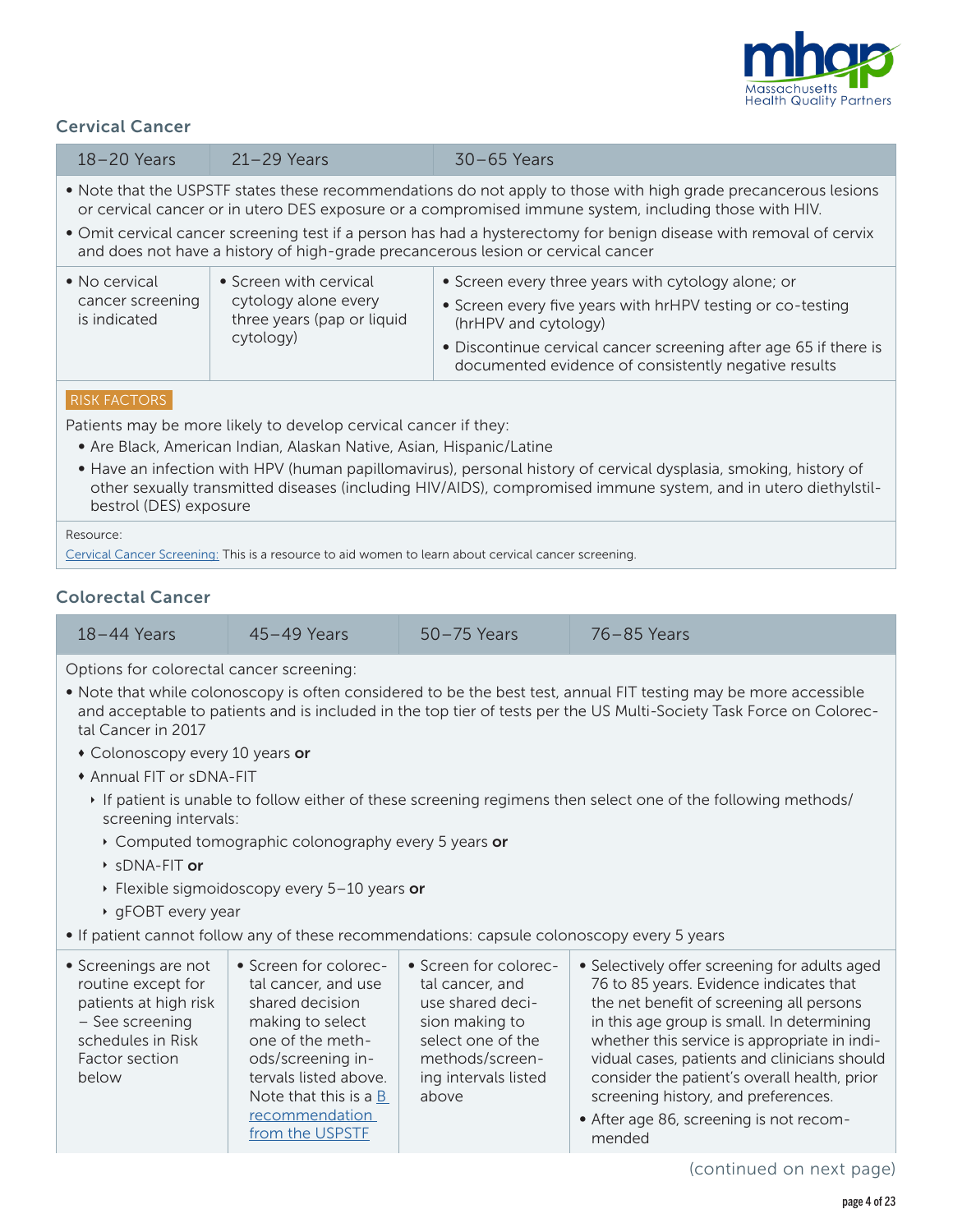## Cervical Cancer

| 18–20 Years | 21–29 Years | 30–65 Years |
| --- | --- | --- |
| • Note that the USPSTF states these recommendations do not apply to those with high grade precancerous lesions or cervical cancer or in utero DES exposure or a compromised immune system, including those with HIV.<br>• Omit cervical cancer screening test if a person has had a hysterectomy for benign disease with removal of cervix and does not have a history of high-grade precancerous lesion or cervical cancer | | |
| • No cervical cancer screening is indicated | • Screen with cervical cytology alone every three years (pap or liquid cytology) | • Screen every three years with cytology alone; or<br>• Screen every five years with hrHPV testing or co-testing (hrHPV and cytology)<br>• Discontinue cervical cancer screening after age 65 if there is documented evidence of consistently negative results |

RISK FACTORS

Patients may be more likely to develop cervical cancer if they:

- Are Black, American Indian, Alaskan Native, Asian, Hispanic/Latine
- Have an infection with HPV (human papillomavirus), personal history of cervical dysplasia, smoking, history of other sexually transmitted diseases (including HIV/AIDS), compromised immune system, and in utero diethylstilbestrol (DES) exposure

Resource:

Cervical Cancer Screening: This is a resource to aid women to learn about cervical cancer screening.

## Colorectal Cancer

| 18–44 Years | 45–49 Years | 50–75 Years | 76–85 Years |
| --- | --- | --- | --- |
| Options for colorectal cancer screening:<br>• Note that while colonoscopy is often considered to be the best test, annual FIT testing may be more accessible and acceptable to patients and is included in the top tier of tests per the US Multi-Society Task Force on Colorectal Cancer in 2017<br>◆ Colonoscopy every 10 years **or**<br>◆ Annual FIT or sDNA-FIT<br>▸ If patient is unable to follow either of these screening regimens then select one of the following methods/screening intervals:<br>▸ Computed tomographic colonography every 5 years **or**<br>▸ sDNA-FIT **or**<br>▸ Flexible sigmoidoscopy every 5–10 years **or**<br>▸ gFOBT every year<br>• If patient cannot follow any of these recommendations: capsule colonoscopy every 5 years | | | |
| • Screenings are not routine except for patients at high risk – See screening schedules in Risk Factor section below | • Screen for colorectal cancer, and use shared decision making to select one of the methods/screening intervals listed above. Note that this is a B recommendation from the USPSTF | • Screen for colorectal cancer, and use shared decision making to select one of the methods/screening intervals listed above | • Selectively offer screening for adults aged 76 to 85 years. Evidence indicates that the net benefit of screening all persons in this age group is small. In determining whether this service is appropriate in individual cases, patients and clinicians should consider the patient's overall health, prior screening history, and preferences.<br>• After age 86, screening is not recommended |

(continued on next page)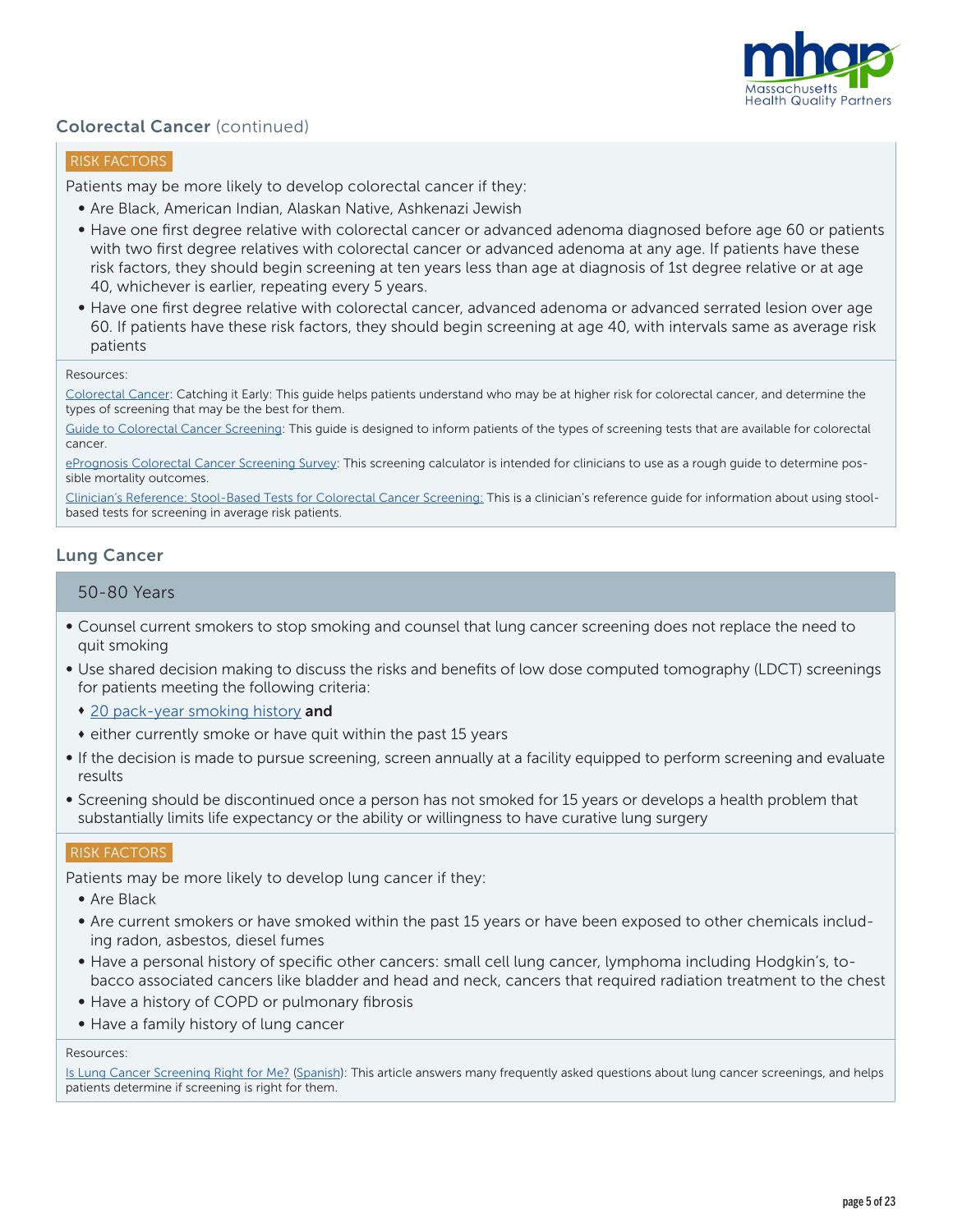## Colorectal Cancer (continued)

RISK FACTORS

Patients may be more likely to develop colorectal cancer if they:

- Are Black, American Indian, Alaskan Native, Ashkenazi Jewish
- Have one first degree relative with colorectal cancer or advanced adenoma diagnosed before age 60 or patients with two first degree relatives with colorectal cancer or advanced adenoma at any age. If patients have these risk factors, they should begin screening at ten years less than age at diagnosis of 1st degree relative or at age 40, whichever is earlier, repeating every 5 years.
- Have one first degree relative with colorectal cancer, advanced adenoma or advanced serrated lesion over age 60. If patients have these risk factors, they should begin screening at age 40, with intervals same as average risk patients

Resources:

Colorectal Cancer: Catching it Early: This guide helps patients understand who may be at higher risk for colorectal cancer, and determine the types of screening that may be the best for them.

Guide to Colorectal Cancer Screening: This guide is designed to inform patients of the types of screening tests that are available for colorectal cancer.

ePrognosis Colorectal Cancer Screening Survey: This screening calculator is intended for clinicians to use as a rough guide to determine possible mortality outcomes.

Clinician's Reference: Stool-Based Tests for Colorectal Cancer Screening: This is a clinician's reference guide for information about using stool-based tests for screening in average risk patients.

## Lung Cancer

### 50-80 Years

- Counsel current smokers to stop smoking and counsel that lung cancer screening does not replace the need to quit smoking
- Use shared decision making to discuss the risks and benefits of low dose computed tomography (LDCT) screenings for patients meeting the following criteria:
  - 20 pack-year smoking history **and**
  - either currently smoke or have quit within the past 15 years
- If the decision is made to pursue screening, screen annually at a facility equipped to perform screening and evaluate results
- Screening should be discontinued once a person has not smoked for 15 years or develops a health problem that substantially limits life expectancy or the ability or willingness to have curative lung surgery

RISK FACTORS

Patients may be more likely to develop lung cancer if they:

- Are Black
- Are current smokers or have smoked within the past 15 years or have been exposed to other chemicals including radon, asbestos, diesel fumes
- Have a personal history of specific other cancers: small cell lung cancer, lymphoma including Hodgkin's, tobacco associated cancers like bladder and head and neck, cancers that required radiation treatment to the chest
- Have a history of COPD or pulmonary fibrosis
- Have a family history of lung cancer

Resources:

Is Lung Cancer Screening Right for Me? (Spanish): This article answers many frequently asked questions about lung cancer screenings, and helps patients determine if screening is right for them.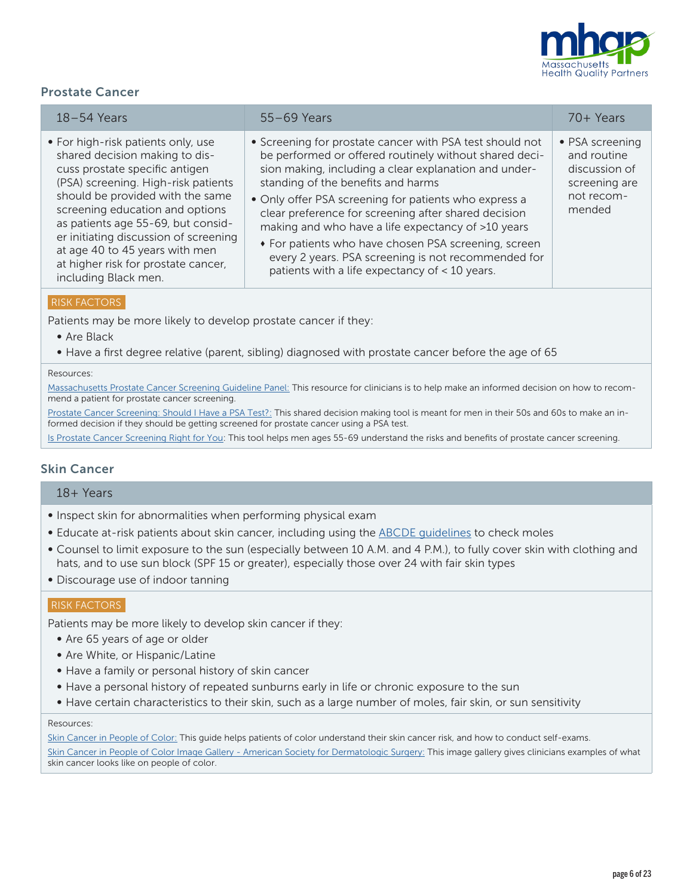## Prostate Cancer

| 18–54 Years | 55–69 Years | 70+ Years |
|---|---|---|
| • For high-risk patients only, use shared decision making to discuss prostate specific antigen (PSA) screening. High-risk patients should be provided with the same screening education and options as patients age 55-69, but consider initiating discussion of screening at age 40 to 45 years with men at higher risk for prostate cancer, including Black men. | • Screening for prostate cancer with PSA test should not be performed or offered routinely without shared decision making, including a clear explanation and understanding of the benefits and harms<br>• Only offer PSA screening for patients who express a clear preference for screening after shared decision making and who have a life expectancy of >10 years<br>♦ For patients who have chosen PSA screening, screen every 2 years. PSA screening is not recommended for patients with a life expectancy of < 10 years. | • PSA screening and routine discussion of screening are not recommended |

RISK FACTORS

Patients may be more likely to develop prostate cancer if they:

- Are Black
- Have a first degree relative (parent, sibling) diagnosed with prostate cancer before the age of 65

Resources:

Massachusetts Prostate Cancer Screening Guideline Panel: This resource for clinicians is to help make an informed decision on how to recommend a patient for prostate cancer screening.

Prostate Cancer Screening: Should I Have a PSA Test?: This shared decision making tool is meant for men in their 50s and 60s to make an informed decision if they should be getting screened for prostate cancer using a PSA test.

Is Prostate Cancer Screening Right for You: This tool helps men ages 55-69 understand the risks and benefits of prostate cancer screening.

## Skin Cancer

| 18+ Years |
|---|
| • Inspect skin for abnormalities when performing physical exam<br>• Educate at-risk patients about skin cancer, including using the ABCDE guidelines to check moles<br>• Counsel to limit exposure to the sun (especially between 10 A.M. and 4 P.M.), to fully cover skin with clothing and hats, and to use sun block (SPF 15 or greater), especially those over 24 with fair skin types<br>• Discourage use of indoor tanning |

RISK FACTORS

Patients may be more likely to develop skin cancer if they:

- Are 65 years of age or older
- Are White, or Hispanic/Latine
- Have a family or personal history of skin cancer
- Have a personal history of repeated sunburns early in life or chronic exposure to the sun
- Have certain characteristics to their skin, such as a large number of moles, fair skin, or sun sensitivity

Resources:

Skin Cancer in People of Color: This guide helps patients of color understand their skin cancer risk, and how to conduct self-exams.

Skin Cancer in People of Color Image Gallery - American Society for Dermatologic Surgery: This image gallery gives clinicians examples of what skin cancer looks like on people of color.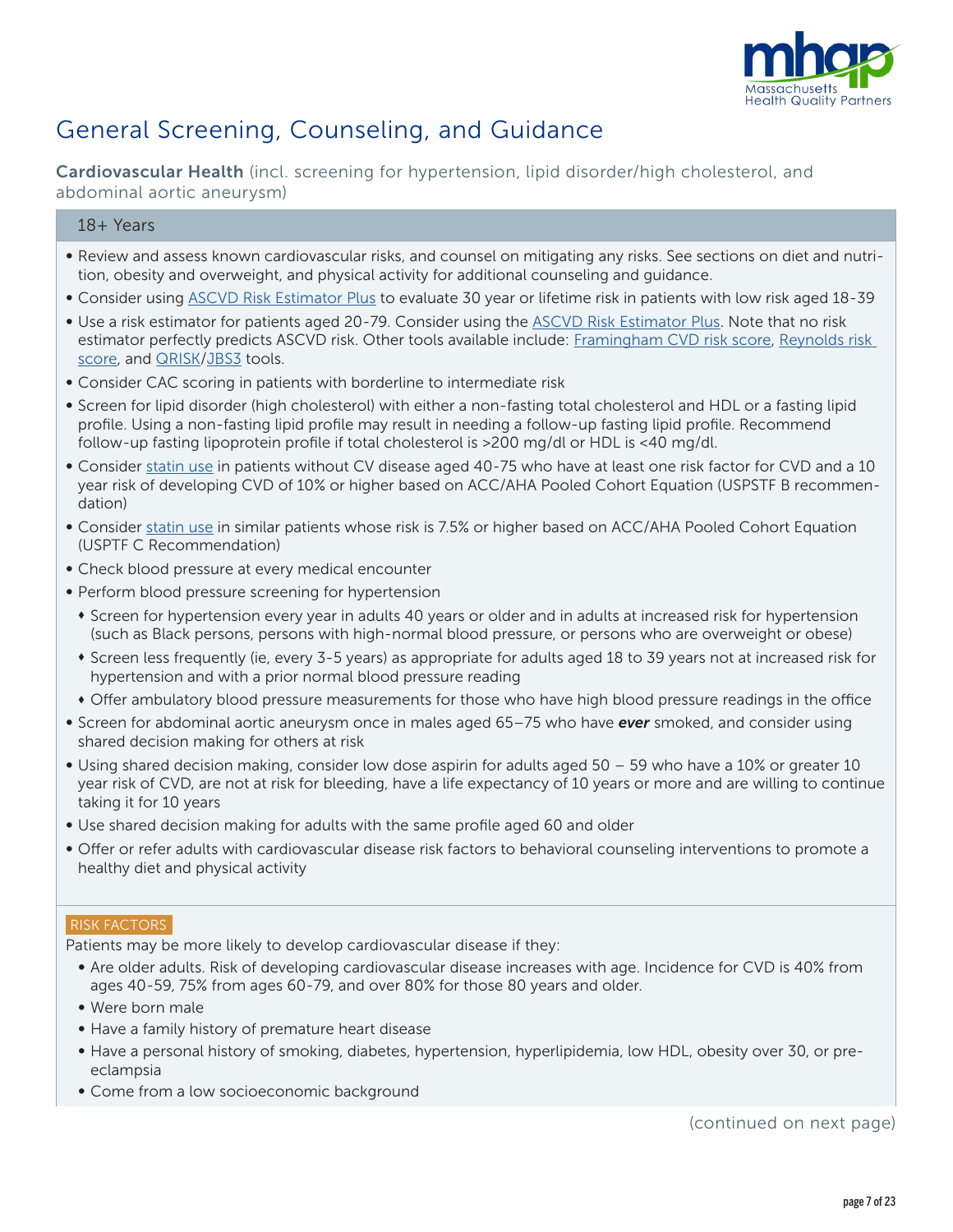# General Screening, Counseling, and Guidance

**Cardiovascular Health** (incl. screening for hypertension, lipid disorder/high cholesterol, and abdominal aortic aneurysm)

## 18+ Years

- Review and assess known cardiovascular risks, and counsel on mitigating any risks. See sections on diet and nutrition, obesity and overweight, and physical activity for additional counseling and guidance.
- Consider using ASCVD Risk Estimator Plus to evaluate 30 year or lifetime risk in patients with low risk aged 18-39
- Use a risk estimator for patients aged 20-79. Consider using the ASCVD Risk Estimator Plus. Note that no risk estimator perfectly predicts ASCVD risk. Other tools available include: Framingham CVD risk score, Reynolds risk score, and QRISK/JBS3 tools.
- Consider CAC scoring in patients with borderline to intermediate risk
- Screen for lipid disorder (high cholesterol) with either a non-fasting total cholesterol and HDL or a fasting lipid profile. Using a non-fasting lipid profile may result in needing a follow-up fasting lipid profile. Recommend follow-up fasting lipoprotein profile if total cholesterol is >200 mg/dl or HDL is <40 mg/dl.
- Consider statin use in patients without CV disease aged 40-75 who have at least one risk factor for CVD and a 10 year risk of developing CVD of 10% or higher based on ACC/AHA Pooled Cohort Equation (USPSTF B recommendation)
- Consider statin use in similar patients whose risk is 7.5% or higher based on ACC/AHA Pooled Cohort Equation (USPTF C Recommendation)
- Check blood pressure at every medical encounter
- Perform blood pressure screening for hypertension
  - Screen for hypertension every year in adults 40 years or older and in adults at increased risk for hypertension (such as Black persons, persons with high-normal blood pressure, or persons who are overweight or obese)
  - Screen less frequently (ie, every 3-5 years) as appropriate for adults aged 18 to 39 years not at increased risk for hypertension and with a prior normal blood pressure reading
  - Offer ambulatory blood pressure measurements for those who have high blood pressure readings in the office
- Screen for abdominal aortic aneurysm once in males aged 65–75 who have ***ever*** smoked, and consider using shared decision making for others at risk
- Using shared decision making, consider low dose aspirin for adults aged 50 – 59 who have a 10% or greater 10 year risk of CVD, are not at risk for bleeding, have a life expectancy of 10 years or more and are willing to continue taking it for 10 years
- Use shared decision making for adults with the same profile aged 60 and older
- Offer or refer adults with cardiovascular disease risk factors to behavioral counseling interventions to promote a healthy diet and physical activity

### RISK FACTORS

Patients may be more likely to develop cardiovascular disease if they:

- Are older adults. Risk of developing cardiovascular disease increases with age. Incidence for CVD is 40% from ages 40-59, 75% from ages 60-79, and over 80% for those 80 years and older.
- Were born male
- Have a family history of premature heart disease
- Have a personal history of smoking, diabetes, hypertension, hyperlipidemia, low HDL, obesity over 30, or pre-eclampsia
- Come from a low socioeconomic background

(continued on next page)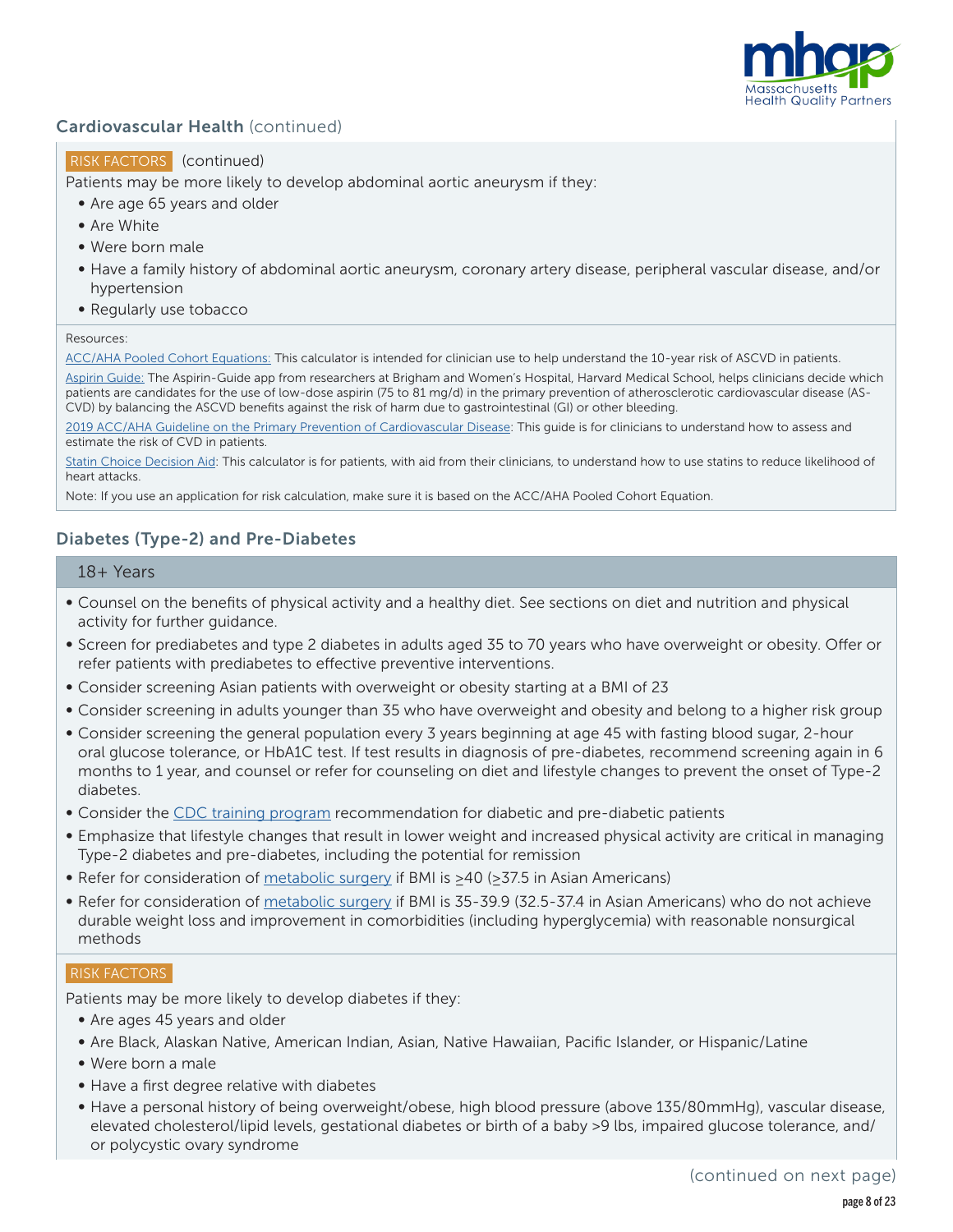## Cardiovascular Health (continued)

RISK FACTORS (continued)

Patients may be more likely to develop abdominal aortic aneurysm if they:

- Are age 65 years and older
- Are White
- Were born male
- Have a family history of abdominal aortic aneurysm, coronary artery disease, peripheral vascular disease, and/or hypertension
- Regularly use tobacco

Resources:

ACC/AHA Pooled Cohort Equations: This calculator is intended for clinician use to help understand the 10-year risk of ASCVD in patients.

Aspirin Guide: The Aspirin-Guide app from researchers at Brigham and Women's Hospital, Harvard Medical School, helps clinicians decide which patients are candidates for the use of low-dose aspirin (75 to 81 mg/d) in the primary prevention of atherosclerotic cardiovascular disease (AS-CVD) by balancing the ASCVD benefits against the risk of harm due to gastrointestinal (GI) or other bleeding.

2019 ACC/AHA Guideline on the Primary Prevention of Cardiovascular Disease: This guide is for clinicians to understand how to assess and estimate the risk of CVD in patients.

Statin Choice Decision Aid: This calculator is for patients, with aid from their clinicians, to understand how to use statins to reduce likelihood of heart attacks.

Note: If you use an application for risk calculation, make sure it is based on the ACC/AHA Pooled Cohort Equation.

## Diabetes (Type-2) and Pre-Diabetes

### 18+ Years

- Counsel on the benefits of physical activity and a healthy diet. See sections on diet and nutrition and physical activity for further guidance.
- Screen for prediabetes and type 2 diabetes in adults aged 35 to 70 years who have overweight or obesity. Offer or refer patients with prediabetes to effective preventive interventions.
- Consider screening Asian patients with overweight or obesity starting at a BMI of 23
- Consider screening in adults younger than 35 who have overweight and obesity and belong to a higher risk group
- Consider screening the general population every 3 years beginning at age 45 with fasting blood sugar, 2-hour oral glucose tolerance, or HbA1C test. If test results in diagnosis of pre-diabetes, recommend screening again in 6 months to 1 year, and counsel or refer for counseling on diet and lifestyle changes to prevent the onset of Type-2 diabetes.
- Consider the CDC training program recommendation for diabetic and pre-diabetic patients
- Emphasize that lifestyle changes that result in lower weight and increased physical activity are critical in managing Type-2 diabetes and pre-diabetes, including the potential for remission
- Refer for consideration of metabolic surgery if BMI is ≥40 (≥37.5 in Asian Americans)
- Refer for consideration of metabolic surgery if BMI is 35-39.9 (32.5-37.4 in Asian Americans) who do not achieve durable weight loss and improvement in comorbidities (including hyperglycemia) with reasonable nonsurgical methods

RISK FACTORS

Patients may be more likely to develop diabetes if they:

- Are ages 45 years and older
- Are Black, Alaskan Native, American Indian, Asian, Native Hawaiian, Pacific Islander, or Hispanic/Latine
- Were born a male
- Have a first degree relative with diabetes
- Have a personal history of being overweight/obese, high blood pressure (above 135/80mmHg), vascular disease, elevated cholesterol/lipid levels, gestational diabetes or birth of a baby >9 lbs, impaired glucose tolerance, and/or polycystic ovary syndrome

(continued on next page)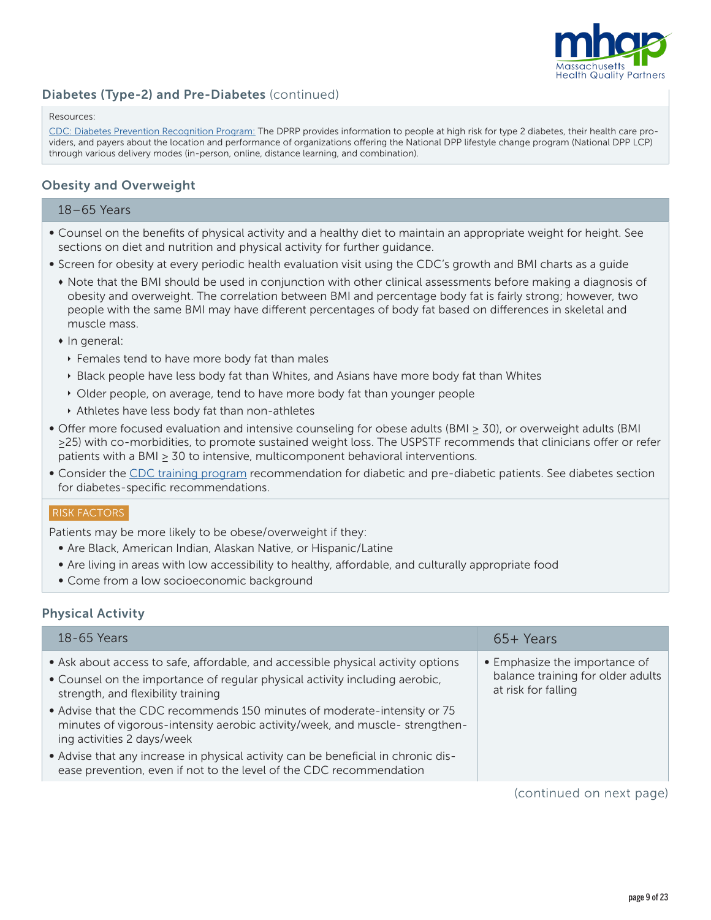## Diabetes (Type-2) and Pre-Diabetes (continued)

Resources:

CDC: Diabetes Prevention Recognition Program: The DPRP provides information to people at high risk for type 2 diabetes, their health care providers, and payers about the location and performance of organizations offering the National DPP lifestyle change program (National DPP LCP) through various delivery modes (in-person, online, distance learning, and combination).

## Obesity and Overweight

### 18–65 Years

- Counsel on the benefits of physical activity and a healthy diet to maintain an appropriate weight for height. See sections on diet and nutrition and physical activity for further guidance.
- Screen for obesity at every periodic health evaluation visit using the CDC's growth and BMI charts as a guide
  - Note that the BMI should be used in conjunction with other clinical assessments before making a diagnosis of obesity and overweight. The correlation between BMI and percentage body fat is fairly strong; however, two people with the same BMI may have different percentages of body fat based on differences in skeletal and muscle mass.
  - In general:
    - Females tend to have more body fat than males
    - Black people have less body fat than Whites, and Asians have more body fat than Whites
    - Older people, on average, tend to have more body fat than younger people
    - Athletes have less body fat than non-athletes
- Offer more focused evaluation and intensive counseling for obese adults (BMI ≥ 30), or overweight adults (BMI ≥25) with co-morbidities, to promote sustained weight loss. The USPSTF recommends that clinicians offer or refer patients with a BMI ≥ 30 to intensive, multicomponent behavioral interventions.
- Consider the CDC training program recommendation for diabetic and pre-diabetic patients. See diabetes section for diabetes-specific recommendations.

**RISK FACTORS**

Patients may be more likely to be obese/overweight if they:

- Are Black, American Indian, Alaskan Native, or Hispanic/Latine
- Are living in areas with low accessibility to healthy, affordable, and culturally appropriate food
- Come from a low socioeconomic background

## Physical Activity

| 18-65 Years | 65+ Years |
| --- | --- |
| • Ask about access to safe, affordable, and accessible physical activity options<br>• Counsel on the importance of regular physical activity including aerobic, strength, and flexibility training<br>• Advise that the CDC recommends 150 minutes of moderate-intensity or 75 minutes of vigorous-intensity aerobic activity/week, and muscle- strengthening activities 2 days/week<br>• Advise that any increase in physical activity can be beneficial in chronic disease prevention, even if not to the level of the CDC recommendation | • Emphasize the importance of balance training for older adults at risk for falling |

(continued on next page)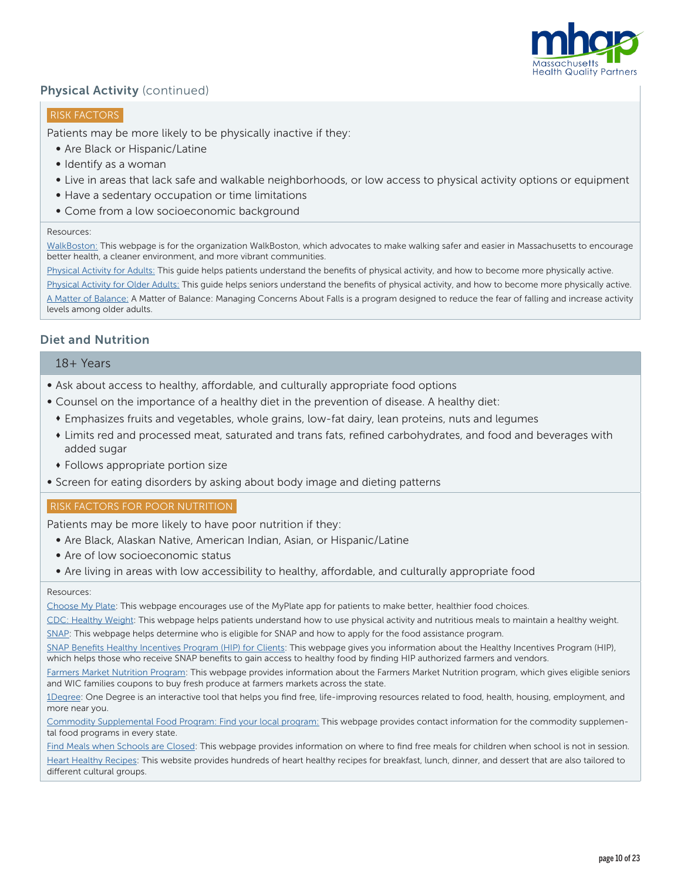## Physical Activity (continued)

RISK FACTORS

Patients may be more likely to be physically inactive if they:

- Are Black or Hispanic/Latine
- Identify as a woman
- Live in areas that lack safe and walkable neighborhoods, or low access to physical activity options or equipment
- Have a sedentary occupation or time limitations
- Come from a low socioeconomic background

Resources:

WalkBoston: This webpage is for the organization WalkBoston, which advocates to make walking safer and easier in Massachusetts to encourage better health, a cleaner environment, and more vibrant communities.

Physical Activity for Adults: This guide helps patients understand the benefits of physical activity, and how to become more physically active.

Physical Activity for Older Adults: This guide helps seniors understand the benefits of physical activity, and how to become more physically active.

A Matter of Balance: A Matter of Balance: Managing Concerns About Falls is a program designed to reduce the fear of falling and increase activity levels among older adults.

## Diet and Nutrition

### 18+ Years

- Ask about access to healthy, affordable, and culturally appropriate food options
- Counsel on the importance of a healthy diet in the prevention of disease. A healthy diet:
  - Emphasizes fruits and vegetables, whole grains, low-fat dairy, lean proteins, nuts and legumes
  - Limits red and processed meat, saturated and trans fats, refined carbohydrates, and food and beverages with added sugar
  - Follows appropriate portion size
- Screen for eating disorders by asking about body image and dieting patterns

RISK FACTORS FOR POOR NUTRITION

Patients may be more likely to have poor nutrition if they:

- Are Black, Alaskan Native, American Indian, Asian, or Hispanic/Latine
- Are of low socioeconomic status
- Are living in areas with low accessibility to healthy, affordable, and culturally appropriate food

Resources:

Choose My Plate: This webpage encourages use of the MyPlate app for patients to make better, healthier food choices.

CDC: Healthy Weight: This webpage helps patients understand how to use physical activity and nutritious meals to maintain a healthy weight.

SNAP: This webpage helps determine who is eligible for SNAP and how to apply for the food assistance program.

SNAP Benefits Healthy Incentives Program (HIP) for Clients: This webpage gives you information about the Healthy Incentives Program (HIP), which helps those who receive SNAP benefits to gain access to healthy food by finding HIP authorized farmers and vendors.

Farmers Market Nutrition Program: This webpage provides information about the Farmers Market Nutrition program, which gives eligible seniors and WIC families coupons to buy fresh produce at farmers markets across the state.

1Degree: One Degree is an interactive tool that helps you find free, life-improving resources related to food, health, housing, employment, and more near you.

Commodity Supplemental Food Program: Find your local program: This webpage provides contact information for the commodity supplemental food programs in every state.

Find Meals when Schools are Closed: This webpage provides information on where to find free meals for children when school is not in session.

Heart Healthy Recipes: This website provides hundreds of heart healthy recipes for breakfast, lunch, dinner, and dessert that are also tailored to different cultural groups.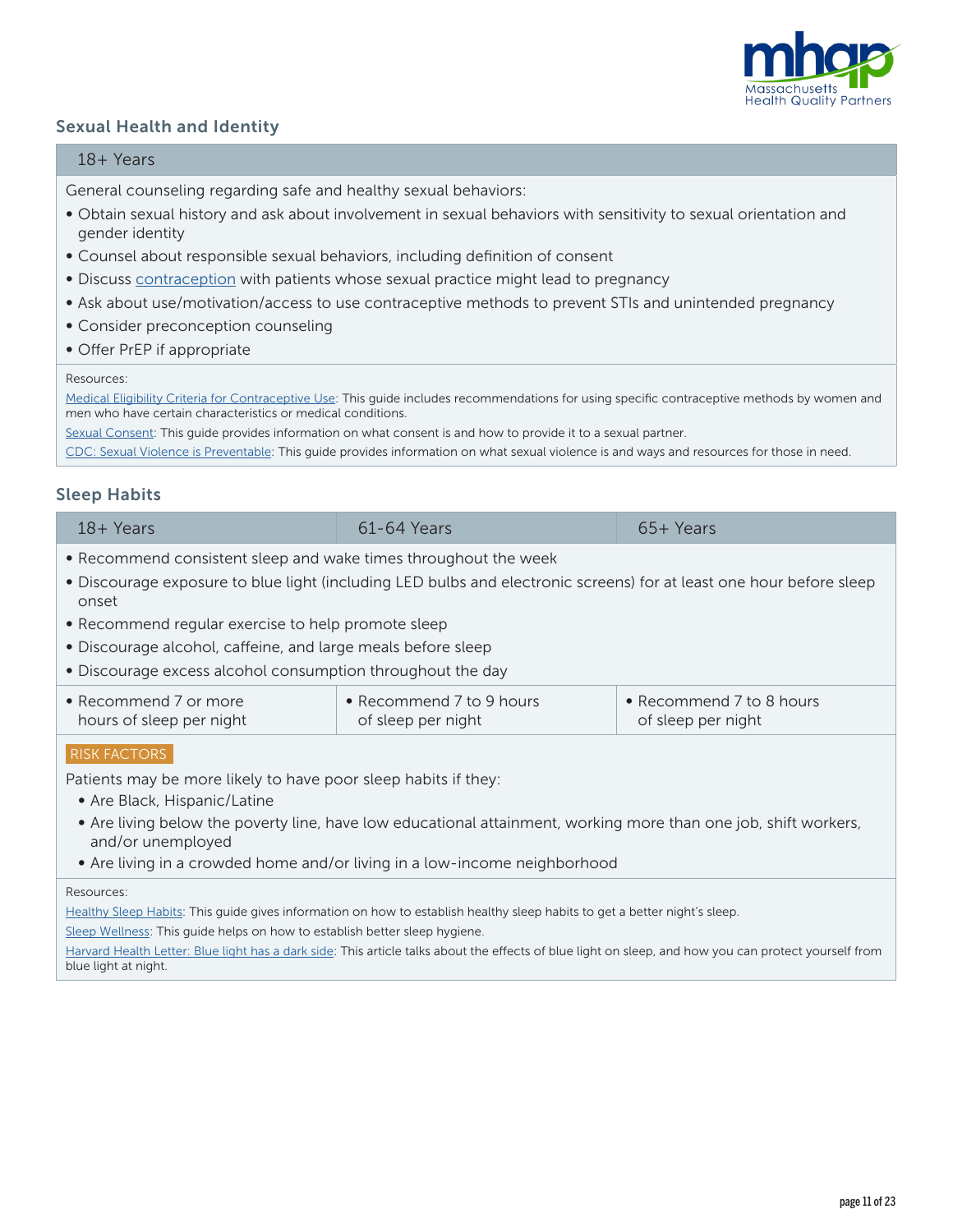## Sexual Health and Identity

**18+ Years**

General counseling regarding safe and healthy sexual behaviors:

- Obtain sexual history and ask about involvement in sexual behaviors with sensitivity to sexual orientation and gender identity
- Counsel about responsible sexual behaviors, including definition of consent
- Discuss contraception with patients whose sexual practice might lead to pregnancy
- Ask about use/motivation/access to use contraceptive methods to prevent STIs and unintended pregnancy
- Consider preconception counseling
- Offer PrEP if appropriate

Resources:

Medical Eligibility Criteria for Contraceptive Use: This guide includes recommendations for using specific contraceptive methods by women and men who have certain characteristics or medical conditions.

Sexual Consent: This guide provides information on what consent is and how to provide it to a sexual partner.

CDC: Sexual Violence is Preventable: This guide provides information on what sexual violence is and ways and resources for those in need.

## Sleep Habits

| 18+ Years | 61-64 Years | 65+ Years |
|---|---|---|
| • Recommend consistent sleep and wake times throughout the week<br>• Discourage exposure to blue light (including LED bulbs and electronic screens) for at least one hour before sleep onset<br>• Recommend regular exercise to help promote sleep<br>• Discourage alcohol, caffeine, and large meals before sleep<br>• Discourage excess alcohol consumption throughout the day | | |
| • Recommend 7 or more hours of sleep per night | • Recommend 7 to 9 hours of sleep per night | • Recommend 7 to 8 hours of sleep per night |

**RISK FACTORS**

Patients may be more likely to have poor sleep habits if they:

- Are Black, Hispanic/Latine
- Are living below the poverty line, have low educational attainment, working more than one job, shift workers, and/or unemployed
- Are living in a crowded home and/or living in a low-income neighborhood

Resources:

Healthy Sleep Habits: This guide gives information on how to establish healthy sleep habits to get a better night's sleep.

Sleep Wellness: This guide helps on how to establish better sleep hygiene.

Harvard Health Letter: Blue light has a dark side: This article talks about the effects of blue light on sleep, and how you can protect yourself from blue light at night.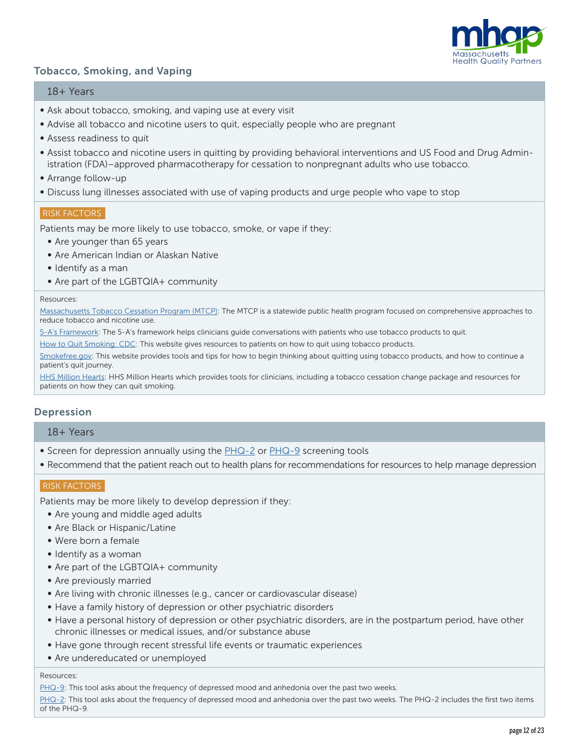## Tobacco, Smoking, and Vaping

### 18+ Years

- Ask about tobacco, smoking, and vaping use at every visit
- Advise all tobacco and nicotine users to quit, especially people who are pregnant
- Assess readiness to quit
- Assist tobacco and nicotine users in quitting by providing behavioral interventions and US Food and Drug Administration (FDA)–approved pharmacotherapy for cessation to nonpregnant adults who use tobacco.
- Arrange follow-up
- Discuss lung illnesses associated with use of vaping products and urge people who vape to stop

RISK FACTORS

Patients may be more likely to use tobacco, smoke, or vape if they:

- Are younger than 65 years
- Are American Indian or Alaskan Native
- Identify as a man
- Are part of the LGBTQIA+ community

Resources:

Massachusetts Tobacco Cessation Program (MTCP): The MTCP is a statewide public health program focused on comprehensive approaches to reduce tobacco and nicotine use.

5-A's Framework: The 5-A's framework helps clinicians guide conversations with patients who use tobacco products to quit.

How to Quit Smoking: CDC: This website gives resources to patients on how to quit using tobacco products.

Smokefree.gov: This website provides tools and tips for how to begin thinking about quitting using tobacco products, and how to continue a patient's quit journey.

HHS Million Hearts: HHS Million Hearts which provides tools for clinicians, including a tobacco cessation change package and resources for patients on how they can quit smoking.

## Depression

### 18+ Years

- Screen for depression annually using the PHQ-2 or PHQ-9 screening tools
- Recommend that the patient reach out to health plans for recommendations for resources to help manage depression

RISK FACTORS

Patients may be more likely to develop depression if they:

- Are young and middle aged adults
- Are Black or Hispanic/Latine
- Were born a female
- Identify as a woman
- Are part of the LGBTQIA+ community
- Are previously married
- Are living with chronic illnesses (e.g., cancer or cardiovascular disease)
- Have a family history of depression or other psychiatric disorders
- Have a personal history of depression or other psychiatric disorders, are in the postpartum period, have other chronic illnesses or medical issues, and/or substance abuse
- Have gone through recent stressful life events or traumatic experiences
- Are undereducated or unemployed

Resources:

PHQ-9: This tool asks about the frequency of depressed mood and anhedonia over the past two weeks.

PHQ-2: This tool asks about the frequency of depressed mood and anhedonia over the past two weeks. The PHQ-2 includes the first two items of the PHQ-9.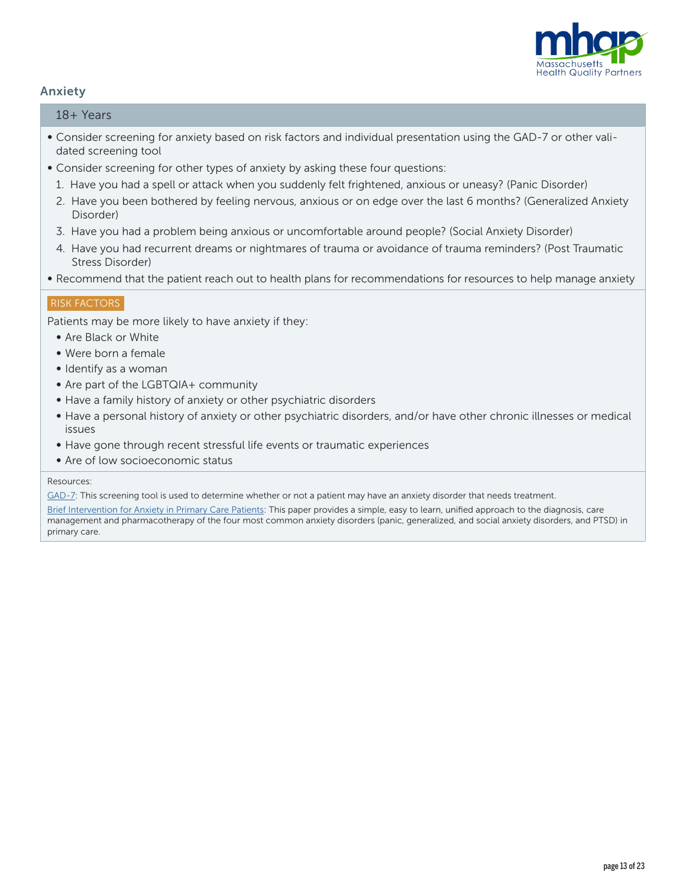## Anxiety

### 18+ Years

- Consider screening for anxiety based on risk factors and individual presentation using the GAD-7 or other validated screening tool
- Consider screening for other types of anxiety by asking these four questions:
  1. Have you had a spell or attack when you suddenly felt frightened, anxious or uneasy? (Panic Disorder)
  2. Have you been bothered by feeling nervous, anxious or on edge over the last 6 months? (Generalized Anxiety Disorder)
  3. Have you had a problem being anxious or uncomfortable around people? (Social Anxiety Disorder)
  4. Have you had recurrent dreams or nightmares of trauma or avoidance of trauma reminders? (Post Traumatic Stress Disorder)
- Recommend that the patient reach out to health plans for recommendations for resources to help manage anxiety

RISK FACTORS

Patients may be more likely to have anxiety if they:

- Are Black or White
- Were born a female
- Identify as a woman
- Are part of the LGBTQIA+ community
- Have a family history of anxiety or other psychiatric disorders
- Have a personal history of anxiety or other psychiatric disorders, and/or have other chronic illnesses or medical issues
- Have gone through recent stressful life events or traumatic experiences
- Are of low socioeconomic status

Resources:

GAD-7: This screening tool is used to determine whether or not a patient may have an anxiety disorder that needs treatment.

Brief Intervention for Anxiety in Primary Care Patients: This paper provides a simple, easy to learn, unified approach to the diagnosis, care management and pharmacotherapy of the four most common anxiety disorders (panic, generalized, and social anxiety disorders, and PTSD) in primary care.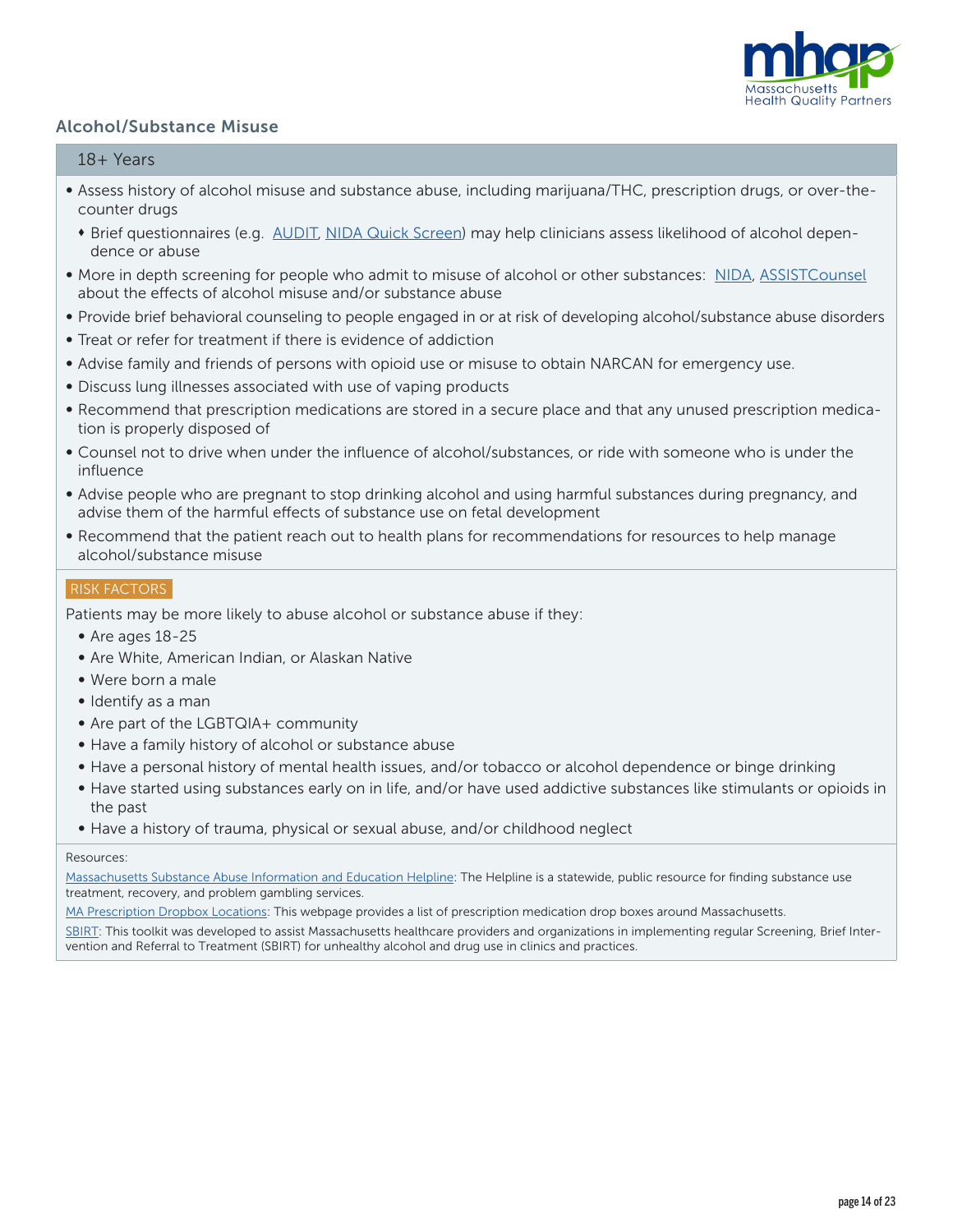## Alcohol/Substance Misuse

### 18+ Years

- Assess history of alcohol misuse and substance abuse, including marijuana/THC, prescription drugs, or over-the-counter drugs
  - Brief questionnaires (e.g. AUDIT, NIDA Quick Screen) may help clinicians assess likelihood of alcohol dependence or abuse
- More in depth screening for people who admit to misuse of alcohol or other substances: NIDA, ASSISTCounsel about the effects of alcohol misuse and/or substance abuse
- Provide brief behavioral counseling to people engaged in or at risk of developing alcohol/substance abuse disorders
- Treat or refer for treatment if there is evidence of addiction
- Advise family and friends of persons with opioid use or misuse to obtain NARCAN for emergency use.
- Discuss lung illnesses associated with use of vaping products
- Recommend that prescription medications are stored in a secure place and that any unused prescription medication is properly disposed of
- Counsel not to drive when under the influence of alcohol/substances, or ride with someone who is under the influence
- Advise people who are pregnant to stop drinking alcohol and using harmful substances during pregnancy, and advise them of the harmful effects of substance use on fetal development
- Recommend that the patient reach out to health plans for recommendations for resources to help manage alcohol/substance misuse

**RISK FACTORS**

Patients may be more likely to abuse alcohol or substance abuse if they:

- Are ages 18-25
- Are White, American Indian, or Alaskan Native
- Were born a male
- Identify as a man
- Are part of the LGBTQIA+ community
- Have a family history of alcohol or substance abuse
- Have a personal history of mental health issues, and/or tobacco or alcohol dependence or binge drinking
- Have started using substances early on in life, and/or have used addictive substances like stimulants or opioids in the past
- Have a history of trauma, physical or sexual abuse, and/or childhood neglect

Resources:

Massachusetts Substance Abuse Information and Education Helpline: The Helpline is a statewide, public resource for finding substance use treatment, recovery, and problem gambling services.

MA Prescription Dropbox Locations: This webpage provides a list of prescription medication drop boxes around Massachusetts.

SBIRT: This toolkit was developed to assist Massachusetts healthcare providers and organizations in implementing regular Screening, Brief Intervention and Referral to Treatment (SBIRT) for unhealthy alcohol and drug use in clinics and practices.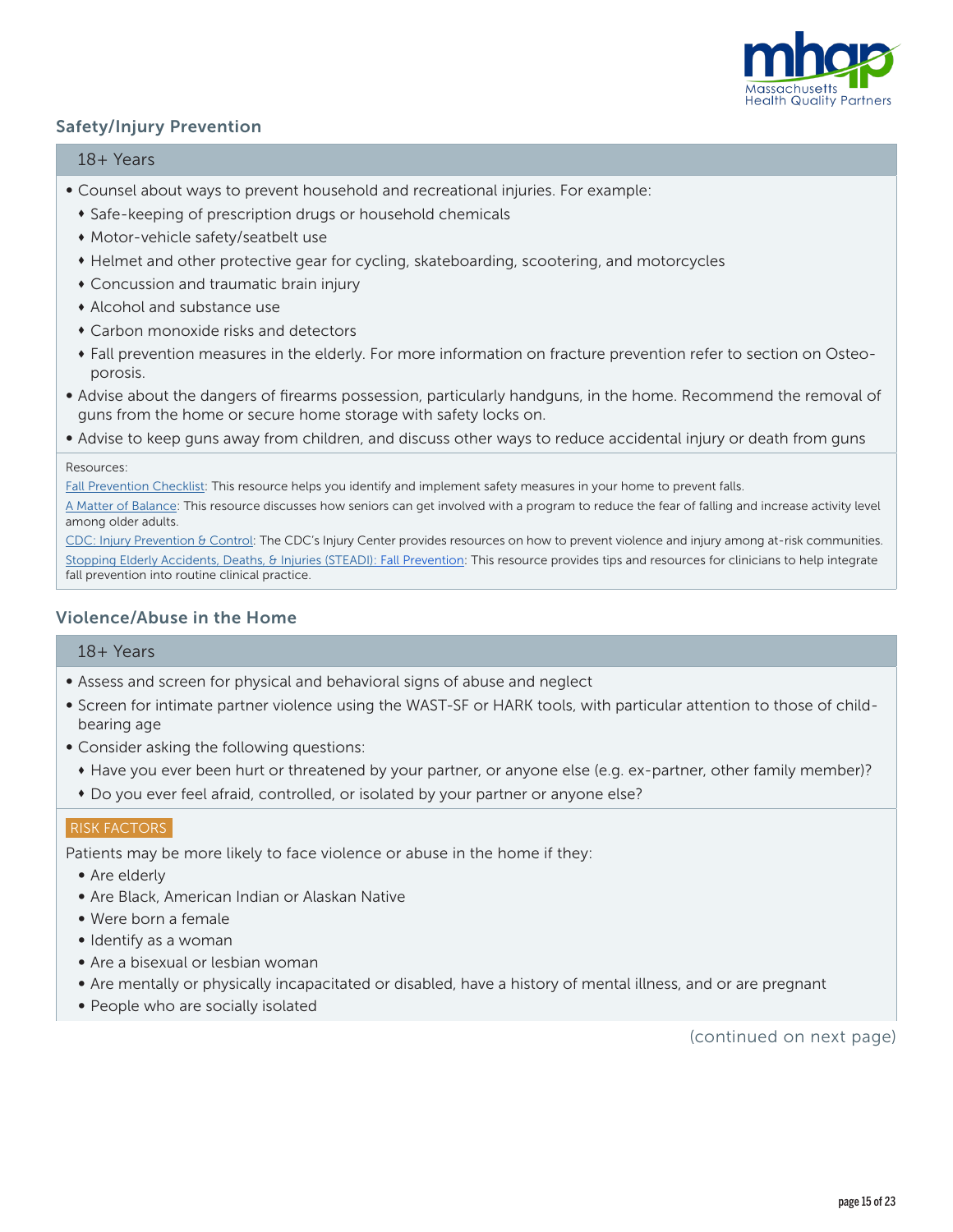## Safety/Injury Prevention

### 18+ Years

- Counsel about ways to prevent household and recreational injuries. For example:
  - Safe-keeping of prescription drugs or household chemicals
  - Motor-vehicle safety/seatbelt use
  - Helmet and other protective gear for cycling, skateboarding, scootering, and motorcycles
  - Concussion and traumatic brain injury
  - Alcohol and substance use
  - Carbon monoxide risks and detectors
  - Fall prevention measures in the elderly. For more information on fracture prevention refer to section on Osteoporosis.
- Advise about the dangers of firearms possession, particularly handguns, in the home. Recommend the removal of guns from the home or secure home storage with safety locks on.
- Advise to keep guns away from children, and discuss other ways to reduce accidental injury or death from guns

Resources:

Fall Prevention Checklist: This resource helps you identify and implement safety measures in your home to prevent falls.

A Matter of Balance: This resource discusses how seniors can get involved with a program to reduce the fear of falling and increase activity level among older adults.

CDC: Injury Prevention & Control: The CDC's Injury Center provides resources on how to prevent violence and injury among at-risk communities.

Stopping Elderly Accidents, Deaths, & Injuries (STEADI): Fall Prevention: This resource provides tips and resources for clinicians to help integrate fall prevention into routine clinical practice.

## Violence/Abuse in the Home

### 18+ Years

- Assess and screen for physical and behavioral signs of abuse and neglect
- Screen for intimate partner violence using the WAST-SF or HARK tools, with particular attention to those of child-bearing age
- Consider asking the following questions:
  - Have you ever been hurt or threatened by your partner, or anyone else (e.g. ex-partner, other family member)?
  - Do you ever feel afraid, controlled, or isolated by your partner or anyone else?

**RISK FACTORS**

Patients may be more likely to face violence or abuse in the home if they:

- Are elderly
- Are Black, American Indian or Alaskan Native
- Were born a female
- Identify as a woman
- Are a bisexual or lesbian woman
- Are mentally or physically incapacitated or disabled, have a history of mental illness, and or are pregnant
- People who are socially isolated

(continued on next page)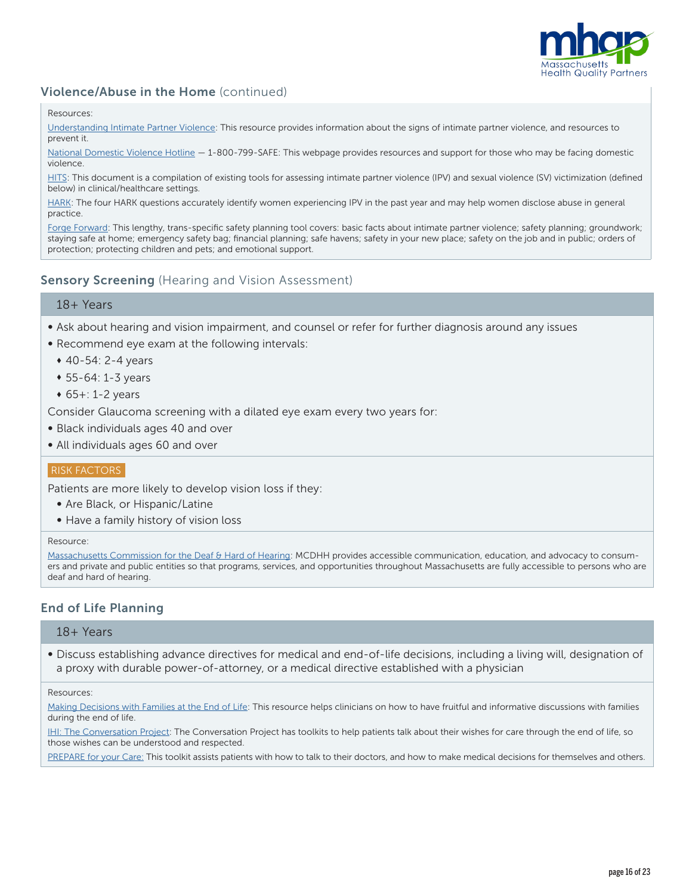## Violence/Abuse in the Home (continued)

Resources:

Understanding Intimate Partner Violence: This resource provides information about the signs of intimate partner violence, and resources to prevent it.

National Domestic Violence Hotline — 1-800-799-SAFE: This webpage provides resources and support for those who may be facing domestic violence.

HITS: This document is a compilation of existing tools for assessing intimate partner violence (IPV) and sexual violence (SV) victimization (defined below) in clinical/healthcare settings.

HARK: The four HARK questions accurately identify women experiencing IPV in the past year and may help women disclose abuse in general practice.

Forge Forward: This lengthy, trans-specific safety planning tool covers: basic facts about intimate partner violence; safety planning; groundwork; staying safe at home; emergency safety bag; financial planning; safe havens; safety in your new place; safety on the job and in public; orders of protection; protecting children and pets; and emotional support.

## Sensory Screening (Hearing and Vision Assessment)

### 18+ Years

- Ask about hearing and vision impairment, and counsel or refer for further diagnosis around any issues
- Recommend eye exam at the following intervals:
  - 40-54: 2-4 years
  - 55-64: 1-3 years
  - 65+: 1-2 years

Consider Glaucoma screening with a dilated eye exam every two years for:

- Black individuals ages 40 and over
- All individuals ages 60 and over

**RISK FACTORS**

Patients are more likely to develop vision loss if they:

- Are Black, or Hispanic/Latine
- Have a family history of vision loss

Resource:

Massachusetts Commission for the Deaf & Hard of Hearing: MCDHH provides accessible communication, education, and advocacy to consumers and private and public entities so that programs, services, and opportunities throughout Massachusetts are fully accessible to persons who are deaf and hard of hearing.

## End of Life Planning

### 18+ Years

- Discuss establishing advance directives for medical and end-of-life decisions, including a living will, designation of a proxy with durable power-of-attorney, or a medical directive established with a physician

Resources:

Making Decisions with Families at the End of Life: This resource helps clinicians on how to have fruitful and informative discussions with families during the end of life.

IHI: The Conversation Project: The Conversation Project has toolkits to help patients talk about their wishes for care through the end of life, so those wishes can be understood and respected.

PREPARE for your Care: This toolkit assists patients with how to talk to their doctors, and how to make medical decisions for themselves and others.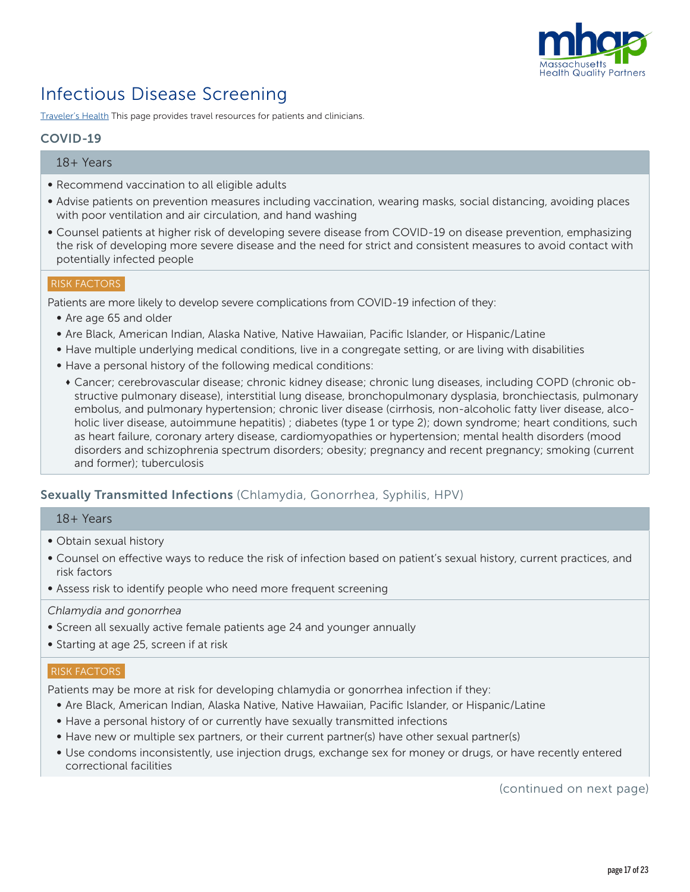# Infectious Disease Screening

[Traveler's Health](#) This page provides travel resources for patients and clinicians.

## COVID-19

### 18+ Years

- Recommend vaccination to all eligible adults
- Advise patients on prevention measures including vaccination, wearing masks, social distancing, avoiding places with poor ventilation and air circulation, and hand washing
- Counsel patients at higher risk of developing severe disease from COVID-19 on disease prevention, emphasizing the risk of developing more severe disease and the need for strict and consistent measures to avoid contact with potentially infected people

**RISK FACTORS**

Patients are more likely to develop severe complications from COVID-19 infection of they:

- Are age 65 and older
- Are Black, American Indian, Alaska Native, Native Hawaiian, Pacific Islander, or Hispanic/Latine
- Have multiple underlying medical conditions, live in a congregate setting, or are living with disabilities
- Have a personal history of the following medical conditions:
  - Cancer; cerebrovascular disease; chronic kidney disease; chronic lung diseases, including COPD (chronic obstructive pulmonary disease), interstitial lung disease, bronchopulmonary dysplasia, bronchiectasis, pulmonary embolus, and pulmonary hypertension; chronic liver disease (cirrhosis, non-alcoholic fatty liver disease, alcoholic liver disease, autoimmune hepatitis) ; diabetes (type 1 or type 2); down syndrome; heart conditions, such as heart failure, coronary artery disease, cardiomyopathies or hypertension; mental health disorders (mood disorders and schizophrenia spectrum disorders; obesity; pregnancy and recent pregnancy; smoking (current and former); tuberculosis

## Sexually Transmitted Infections (Chlamydia, Gonorrhea, Syphilis, HPV)

### 18+ Years

- Obtain sexual history
- Counsel on effective ways to reduce the risk of infection based on patient's sexual history, current practices, and risk factors
- Assess risk to identify people who need more frequent screening

*Chlamydia and gonorrhea*

- Screen all sexually active female patients age 24 and younger annually
- Starting at age 25, screen if at risk

**RISK FACTORS**

Patients may be more at risk for developing chlamydia or gonorrhea infection if they:

- Are Black, American Indian, Alaska Native, Native Hawaiian, Pacific Islander, or Hispanic/Latine
- Have a personal history of or currently have sexually transmitted infections
- Have new or multiple sex partners, or their current partner(s) have other sexual partner(s)
- Use condoms inconsistently, use injection drugs, exchange sex for money or drugs, or have recently entered correctional facilities

(continued on next page)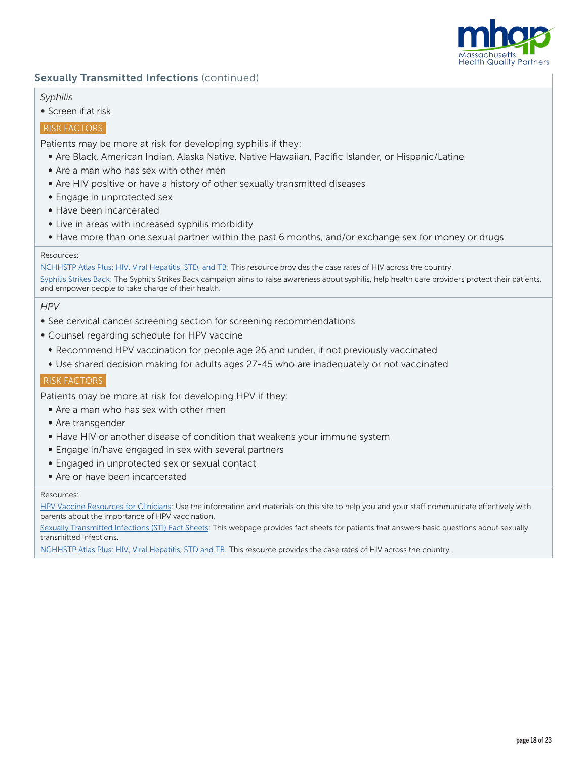## Sexually Transmitted Infections (continued)

*Syphilis*

- Screen if at risk

RISK FACTORS

Patients may be more at risk for developing syphilis if they:

- Are Black, American Indian, Alaska Native, Native Hawaiian, Pacific Islander, or Hispanic/Latine
- Are a man who has sex with other men
- Are HIV positive or have a history of other sexually transmitted diseases
- Engage in unprotected sex
- Have been incarcerated
- Live in areas with increased syphilis morbidity
- Have more than one sexual partner within the past 6 months, and/or exchange sex for money or drugs

Resources:

NCHHSTP Atlas Plus: HIV, Viral Hepatitis, STD, and TB: This resource provides the case rates of HIV across the country.

Syphilis Strikes Back: The Syphilis Strikes Back campaign aims to raise awareness about syphilis, help health care providers protect their patients, and empower people to take charge of their health.

*HPV*

- See cervical cancer screening section for screening recommendations
- Counsel regarding schedule for HPV vaccine
  - Recommend HPV vaccination for people age 26 and under, if not previously vaccinated
  - Use shared decision making for adults ages 27-45 who are inadequately or not vaccinated

RISK FACTORS

Patients may be more at risk for developing HPV if they:

- Are a man who has sex with other men
- Are transgender
- Have HIV or another disease of condition that weakens your immune system
- Engage in/have engaged in sex with several partners
- Engaged in unprotected sex or sexual contact
- Are or have been incarcerated

Resources:

HPV Vaccine Resources for Clinicians: Use the information and materials on this site to help you and your staff communicate effectively with parents about the importance of HPV vaccination.

Sexually Transmitted Infections (STI) Fact Sheets: This webpage provides fact sheets for patients that answers basic questions about sexually transmitted infections.

NCHHSTP Atlas Plus: HIV, Viral Hepatitis, STD and TB: This resource provides the case rates of HIV across the country.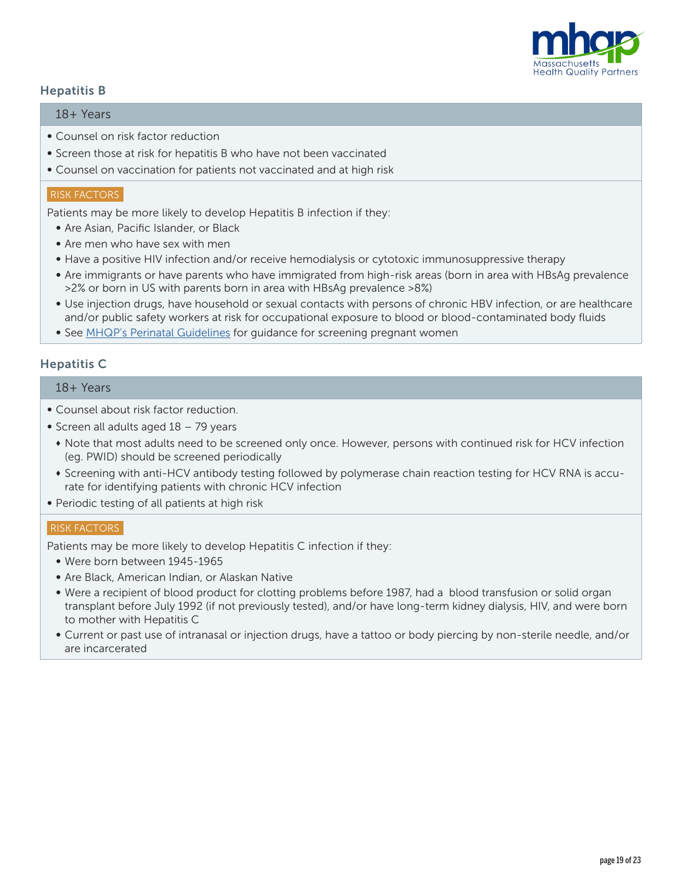## Hepatitis B

### 18+ Years

- Counsel on risk factor reduction
- Screen those at risk for hepatitis B who have not been vaccinated
- Counsel on vaccination for patients not vaccinated and at high risk

**RISK FACTORS**

Patients may be more likely to develop Hepatitis B infection if they:

- Are Asian, Pacific Islander, or Black
- Are men who have sex with men
- Have a positive HIV infection and/or receive hemodialysis or cytotoxic immunosuppressive therapy
- Are immigrants or have parents who have immigrated from high-risk areas (born in area with HBsAg prevalence >2% or born in US with parents born in area with HBsAg prevalence >8%)
- Use injection drugs, have household or sexual contacts with persons of chronic HBV infection, or are healthcare and/or public safety workers at risk for occupational exposure to blood or blood-contaminated body fluids
- See MHQP's Perinatal Guidelines for guidance for screening pregnant women

## Hepatitis C

### 18+ Years

- Counsel about risk factor reduction.
- Screen all adults aged 18 – 79 years
  - Note that most adults need to be screened only once. However, persons with continued risk for HCV infection (eg. PWID) should be screened periodically
  - Screening with anti-HCV antibody testing followed by polymerase chain reaction testing for HCV RNA is accurate for identifying patients with chronic HCV infection
- Periodic testing of all patients at high risk

**RISK FACTORS**

Patients may be more likely to develop Hepatitis C infection if they:

- Were born between 1945-1965
- Are Black, American Indian, or Alaskan Native
- Were a recipient of blood product for clotting problems before 1987, had a blood transfusion or solid organ transplant before July 1992 (if not previously tested), and/or have long-term kidney dialysis, HIV, and were born to mother with Hepatitis C
- Current or past use of intranasal or injection drugs, have a tattoo or body piercing by non-sterile needle, and/or are incarcerated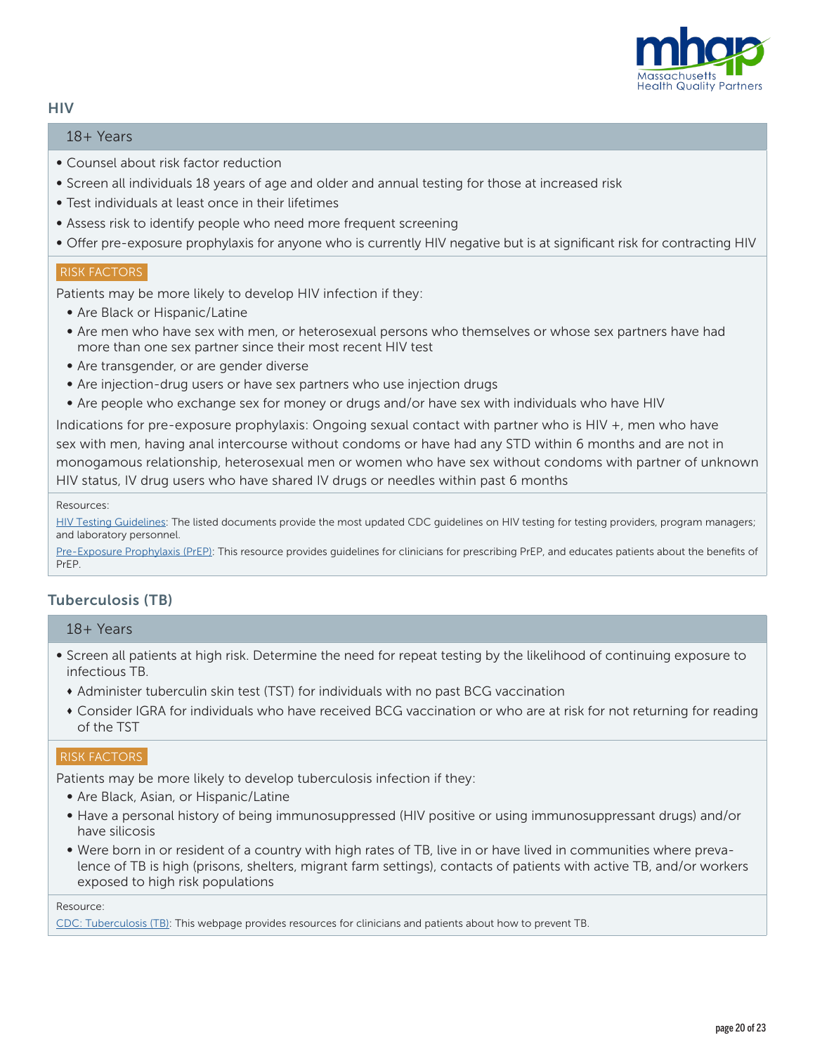## HIV

### 18+ Years

- Counsel about risk factor reduction
- Screen all individuals 18 years of age and older and annual testing for those at increased risk
- Test individuals at least once in their lifetimes
- Assess risk to identify people who need more frequent screening
- Offer pre-exposure prophylaxis for anyone who is currently HIV negative but is at significant risk for contracting HIV

RISK FACTORS

Patients may be more likely to develop HIV infection if they:

- Are Black or Hispanic/Latine
- Are men who have sex with men, or heterosexual persons who themselves or whose sex partners have had more than one sex partner since their most recent HIV test
- Are transgender, or are gender diverse
- Are injection-drug users or have sex partners who use injection drugs
- Are people who exchange sex for money or drugs and/or have sex with individuals who have HIV

Indications for pre-exposure prophylaxis: Ongoing sexual contact with partner who is HIV +, men who have sex with men, having anal intercourse without condoms or have had any STD within 6 months and are not in monogamous relationship, heterosexual men or women who have sex without condoms with partner of unknown HIV status, IV drug users who have shared IV drugs or needles within past 6 months

Resources:

HIV Testing Guidelines: The listed documents provide the most updated CDC guidelines on HIV testing for testing providers, program managers; and laboratory personnel.

Pre-Exposure Prophylaxis (PrEP): This resource provides guidelines for clinicians for prescribing PrEP, and educates patients about the benefits of PrEP.

## Tuberculosis (TB)

### 18+ Years

- Screen all patients at high risk. Determine the need for repeat testing by the likelihood of continuing exposure to infectious TB.
  - Administer tuberculin skin test (TST) for individuals with no past BCG vaccination
  - Consider IGRA for individuals who have received BCG vaccination or who are at risk for not returning for reading of the TST

RISK FACTORS

Patients may be more likely to develop tuberculosis infection if they:

- Are Black, Asian, or Hispanic/Latine
- Have a personal history of being immunosuppressed (HIV positive or using immunosuppressant drugs) and/or have silicosis
- Were born in or resident of a country with high rates of TB, live in or have lived in communities where prevalence of TB is high (prisons, shelters, migrant farm settings), contacts of patients with active TB, and/or workers exposed to high risk populations

Resource:

CDC: Tuberculosis (TB): This webpage provides resources for clinicians and patients about how to prevent TB.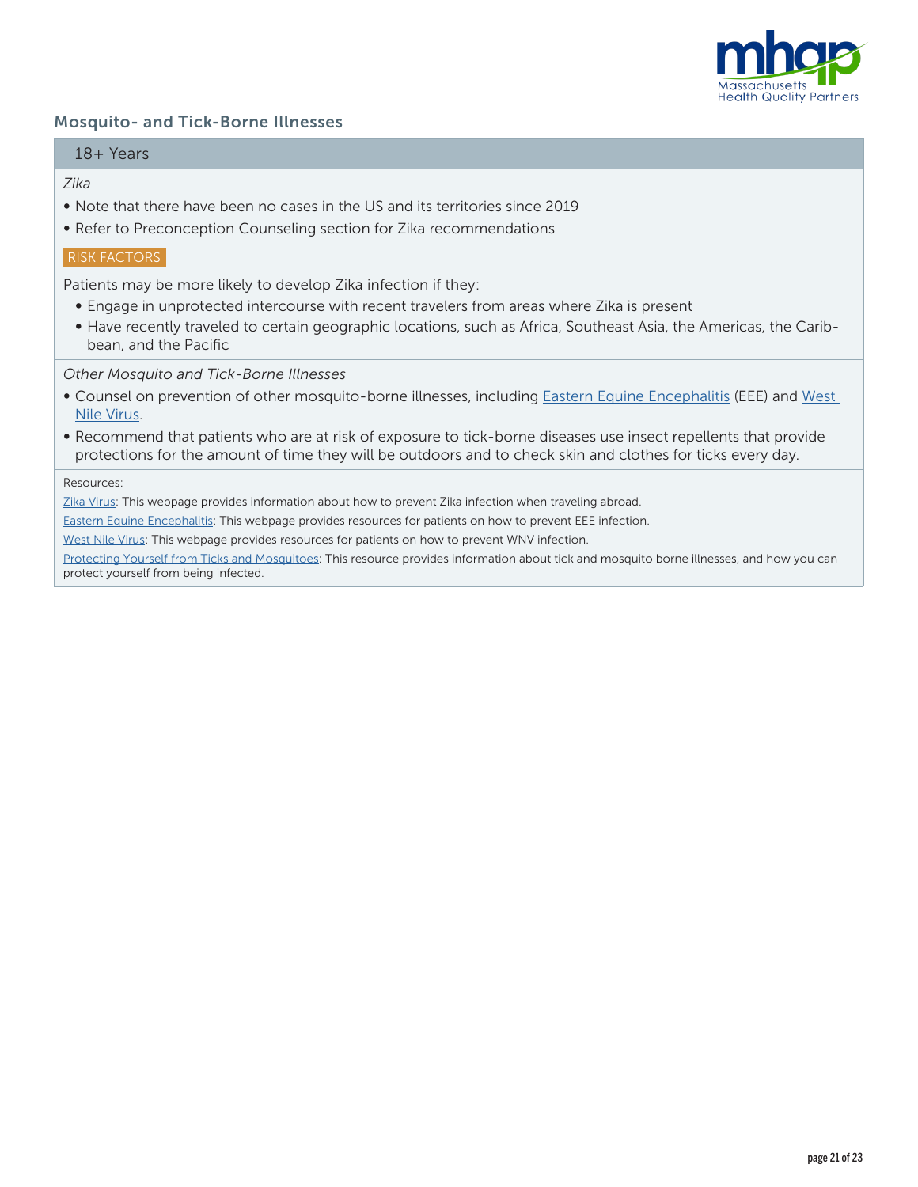## Mosquito- and Tick-Borne Illnesses

### 18+ Years

*Zika*

- Note that there have been no cases in the US and its territories since 2019
- Refer to Preconception Counseling section for Zika recommendations

RISK FACTORS

Patients may be more likely to develop Zika infection if they:

- Engage in unprotected intercourse with recent travelers from areas where Zika is present
- Have recently traveled to certain geographic locations, such as Africa, Southeast Asia, the Americas, the Caribbean, and the Pacific

*Other Mosquito and Tick-Borne Illnesses*

- Counsel on prevention of other mosquito-borne illnesses, including Eastern Equine Encephalitis (EEE) and West Nile Virus.
- Recommend that patients who are at risk of exposure to tick-borne diseases use insect repellents that provide protections for the amount of time they will be outdoors and to check skin and clothes for ticks every day.

Resources:

Zika Virus: This webpage provides information about how to prevent Zika infection when traveling abroad.

Eastern Equine Encephalitis: This webpage provides resources for patients on how to prevent EEE infection.

West Nile Virus: This webpage provides resources for patients on how to prevent WNV infection.

Protecting Yourself from Ticks and Mosquitoes: This resource provides information about tick and mosquito borne illnesses, and how you can protect yourself from being infected.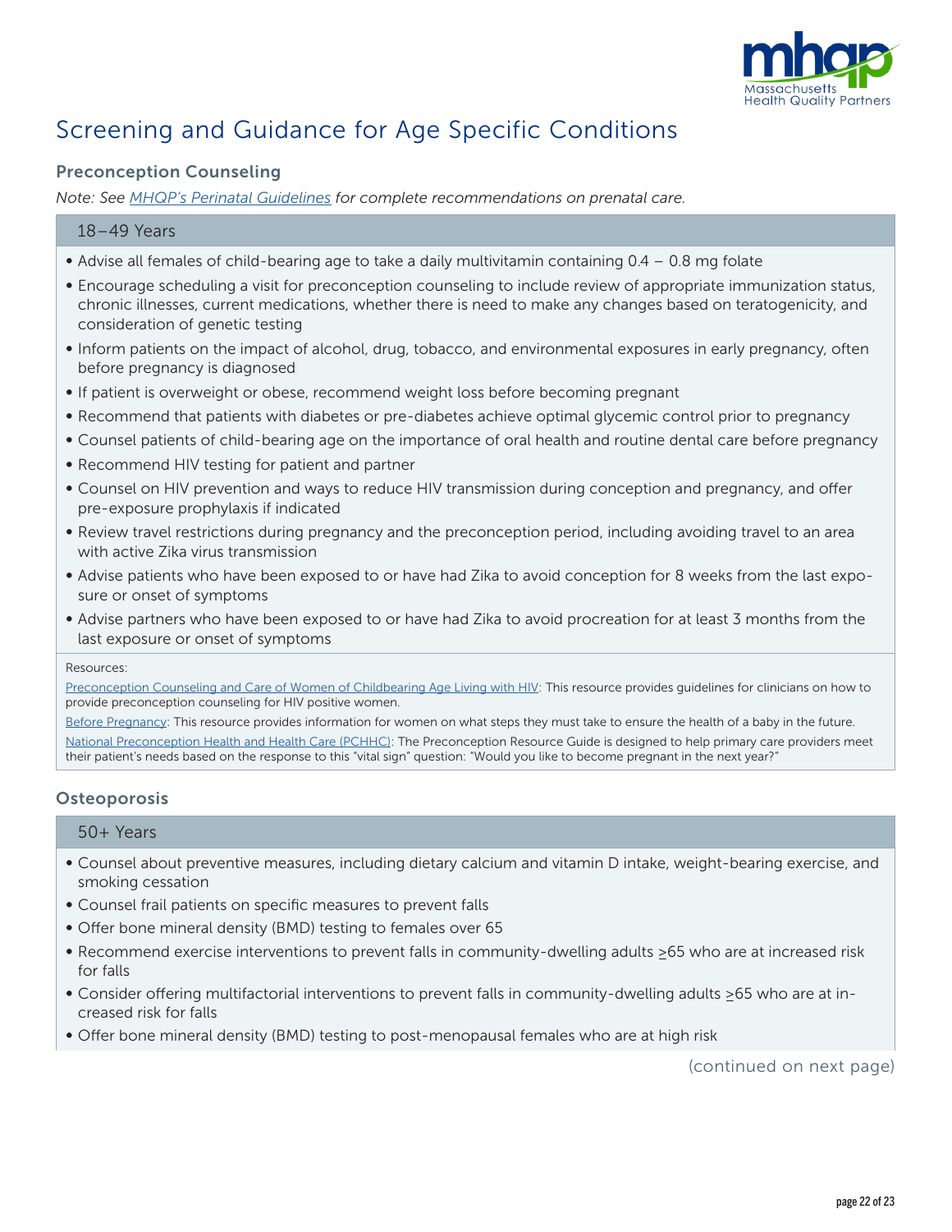# Screening and Guidance for Age Specific Conditions

## Preconception Counseling

*Note: See MHQP's Perinatal Guidelines for complete recommendations on prenatal care.*

### 18–49 Years

- Advise all females of child-bearing age to take a daily multivitamin containing 0.4 – 0.8 mg folate
- Encourage scheduling a visit for preconception counseling to include review of appropriate immunization status, chronic illnesses, current medications, whether there is need to make any changes based on teratogenicity, and consideration of genetic testing
- Inform patients on the impact of alcohol, drug, tobacco, and environmental exposures in early pregnancy, often before pregnancy is diagnosed
- If patient is overweight or obese, recommend weight loss before becoming pregnant
- Recommend that patients with diabetes or pre-diabetes achieve optimal glycemic control prior to pregnancy
- Counsel patients of child-bearing age on the importance of oral health and routine dental care before pregnancy
- Recommend HIV testing for patient and partner
- Counsel on HIV prevention and ways to reduce HIV transmission during conception and pregnancy, and offer pre-exposure prophylaxis if indicated
- Review travel restrictions during pregnancy and the preconception period, including avoiding travel to an area with active Zika virus transmission
- Advise patients who have been exposed to or have had Zika to avoid conception for 8 weeks from the last exposure or onset of symptoms
- Advise partners who have been exposed to or have had Zika to avoid procreation for at least 3 months from the last exposure or onset of symptoms

Resources:

Preconception Counseling and Care of Women of Childbearing Age Living with HIV: This resource provides guidelines for clinicians on how to provide preconception counseling for HIV positive women.

Before Pregnancy: This resource provides information for women on what steps they must take to ensure the health of a baby in the future.

National Preconception Health and Health Care (PCHHC): The Preconception Resource Guide is designed to help primary care providers meet their patient's needs based on the response to this "vital sign" question: "Would you like to become pregnant in the next year?"

## Osteoporosis

### 50+ Years

- Counsel about preventive measures, including dietary calcium and vitamin D intake, weight-bearing exercise, and smoking cessation
- Counsel frail patients on specific measures to prevent falls
- Offer bone mineral density (BMD) testing to females over 65
- Recommend exercise interventions to prevent falls in community-dwelling adults ≥65 who are at increased risk for falls
- Consider offering multifactorial interventions to prevent falls in community-dwelling adults ≥65 who are at increased risk for falls
- Offer bone mineral density (BMD) testing to post-menopausal females who are at high risk

(continued on next page)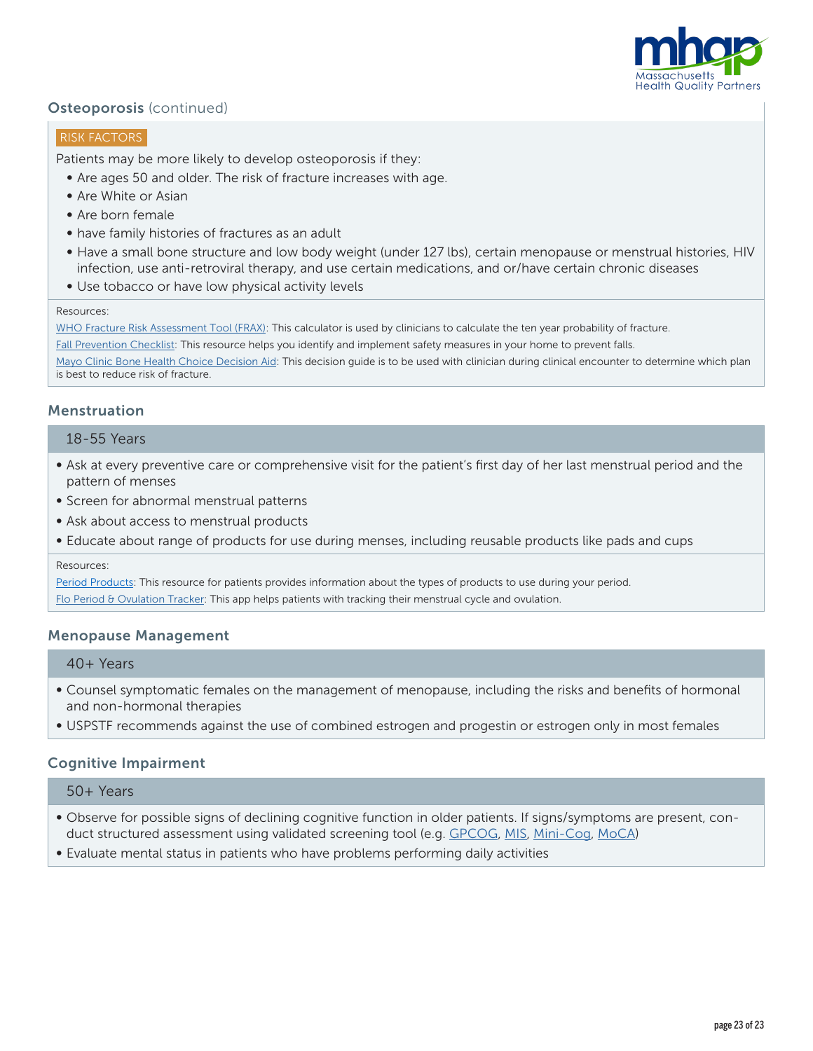## Osteoporosis (continued)

RISK FACTORS

Patients may be more likely to develop osteoporosis if they:

- Are ages 50 and older. The risk of fracture increases with age.
- Are White or Asian
- Are born female
- have family histories of fractures as an adult
- Have a small bone structure and low body weight (under 127 lbs), certain menopause or menstrual histories, HIV infection, use anti-retroviral therapy, and use certain medications, and or/have certain chronic diseases
- Use tobacco or have low physical activity levels

Resources:

WHO Fracture Risk Assessment Tool (FRAX): This calculator is used by clinicians to calculate the ten year probability of fracture.

Fall Prevention Checklist: This resource helps you identify and implement safety measures in your home to prevent falls.

Mayo Clinic Bone Health Choice Decision Aid: This decision guide is to be used with clinician during clinical encounter to determine which plan is best to reduce risk of fracture.

## Menstruation

### 18-55 Years

- Ask at every preventive care or comprehensive visit for the patient's first day of her last menstrual period and the pattern of menses
- Screen for abnormal menstrual patterns
- Ask about access to menstrual products
- Educate about range of products for use during menses, including reusable products like pads and cups

Resources:

Period Products: This resource for patients provides information about the types of products to use during your period.

Flo Period & Ovulation Tracker: This app helps patients with tracking their menstrual cycle and ovulation.

## Menopause Management

### 40+ Years

- Counsel symptomatic females on the management of menopause, including the risks and benefits of hormonal and non-hormonal therapies
- USPSTF recommends against the use of combined estrogen and progestin or estrogen only in most females

## Cognitive Impairment

### 50+ Years

- Observe for possible signs of declining cognitive function in older patients. If signs/symptoms are present, conduct structured assessment using validated screening tool (e.g. GPCOG, MIS, Mini-Cog, MoCA)
- Evaluate mental status in patients who have problems performing daily activities